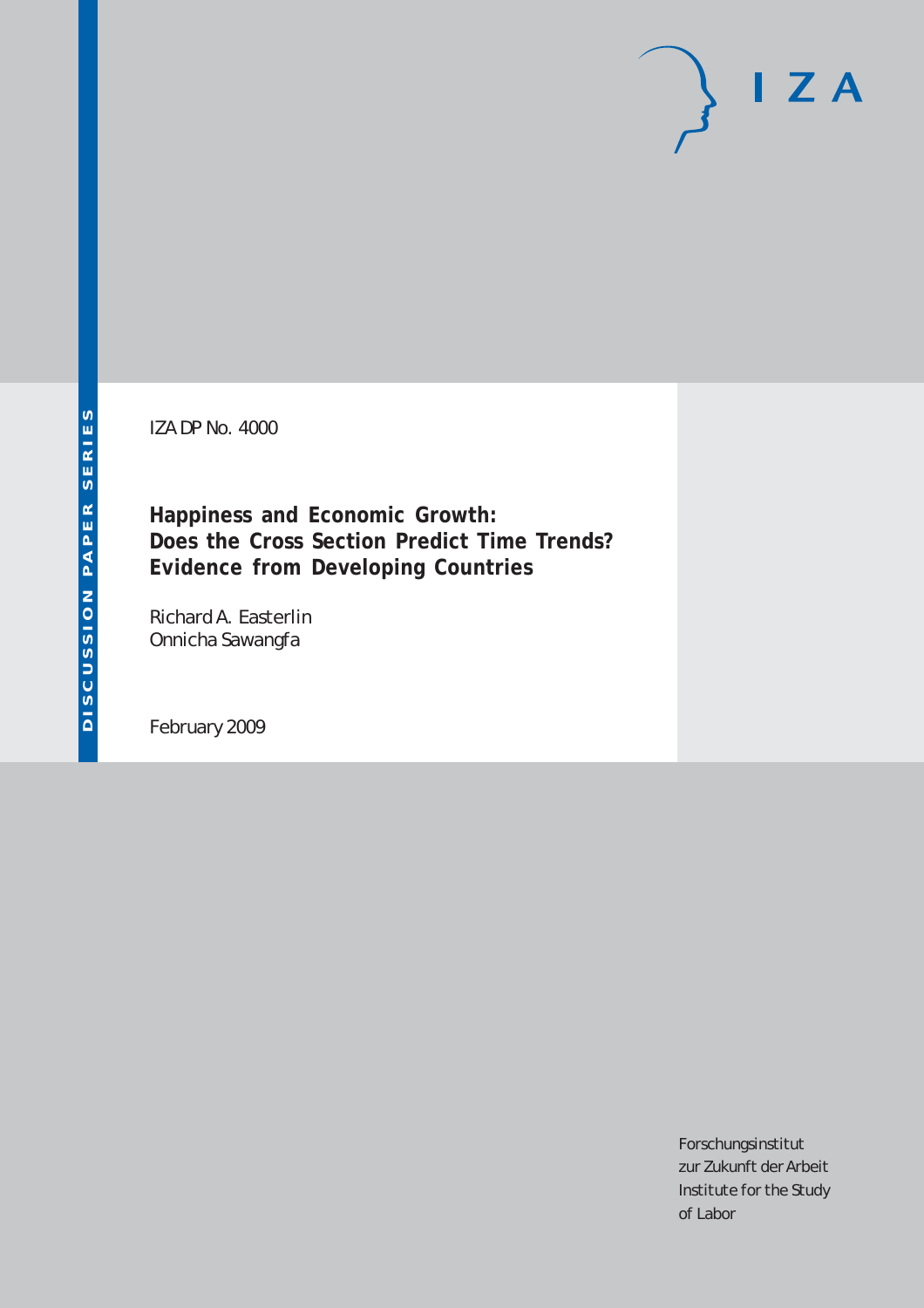IZA DP No. 4000

# Happiness and Economic Growth: Does the Cross Section Predict Time Trends? Evidence from Developing Countries

Richard A. Easterlin
Onnicha Sawangfa

February 2009

Forschungsinstitut
zur Zukunft der Arbeit
Institute for the Study
of Labor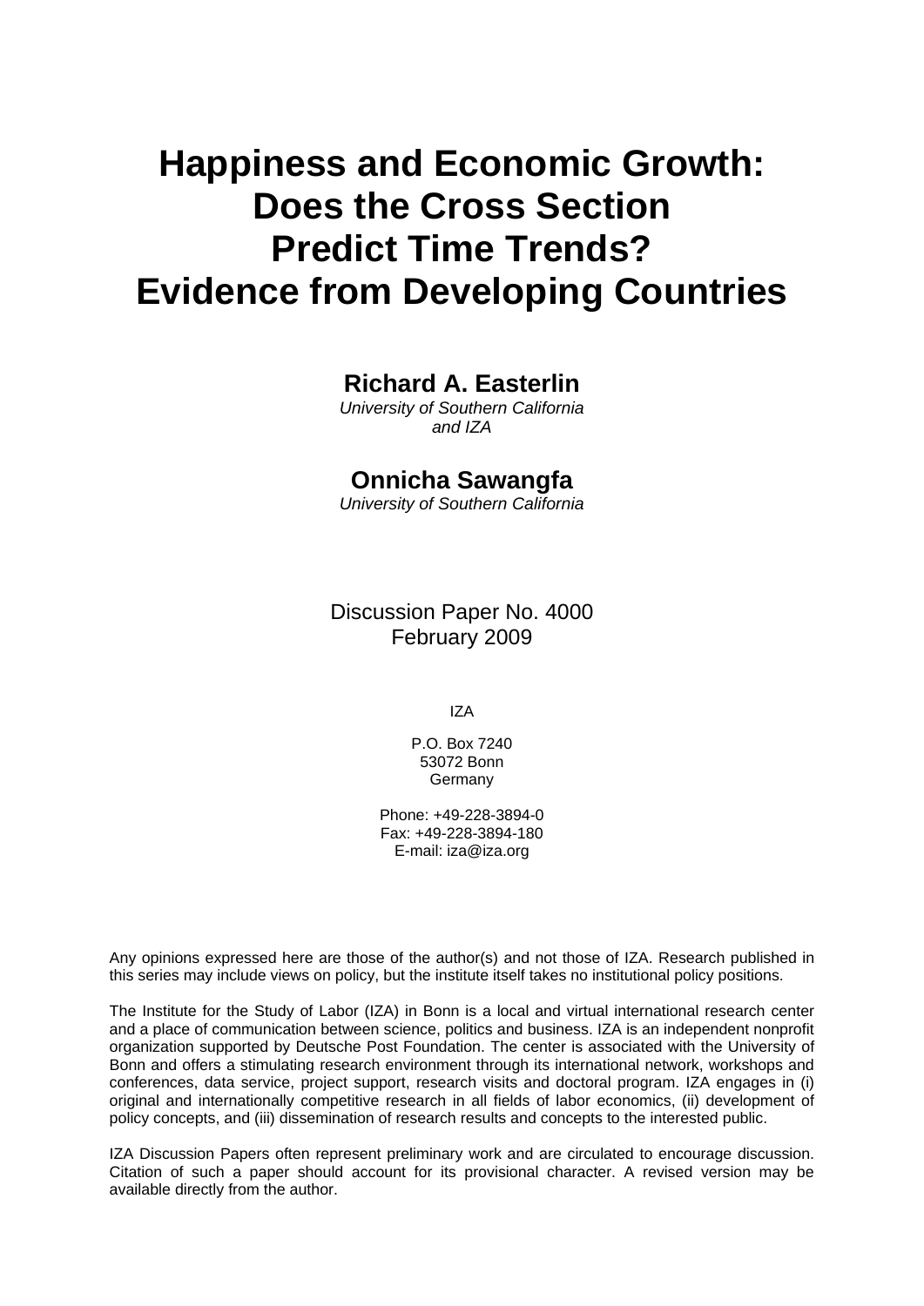# Happiness and Economic Growth: Does the Cross Section Predict Time Trends? Evidence from Developing Countries

**Richard A. Easterlin**
*University of Southern California and IZA*

**Onnicha Sawangfa**
*University of Southern California*

Discussion Paper No. 4000
February 2009

IZA

P.O. Box 7240
53072 Bonn
Germany

Phone: +49-228-3894-0
Fax: +49-228-3894-180
E-mail: iza@iza.org

Any opinions expressed here are those of the author(s) and not those of IZA. Research published in this series may include views on policy, but the institute itself takes no institutional policy positions.

The Institute for the Study of Labor (IZA) in Bonn is a local and virtual international research center and a place of communication between science, politics and business. IZA is an independent nonprofit organization supported by Deutsche Post Foundation. The center is associated with the University of Bonn and offers a stimulating research environment through its international network, workshops and conferences, data service, project support, research visits and doctoral program. IZA engages in (i) original and internationally competitive research in all fields of labor economics, (ii) development of policy concepts, and (iii) dissemination of research results and concepts to the interested public.

IZA Discussion Papers often represent preliminary work and are circulated to encourage discussion. Citation of such a paper should account for its provisional character. A revised version may be available directly from the author.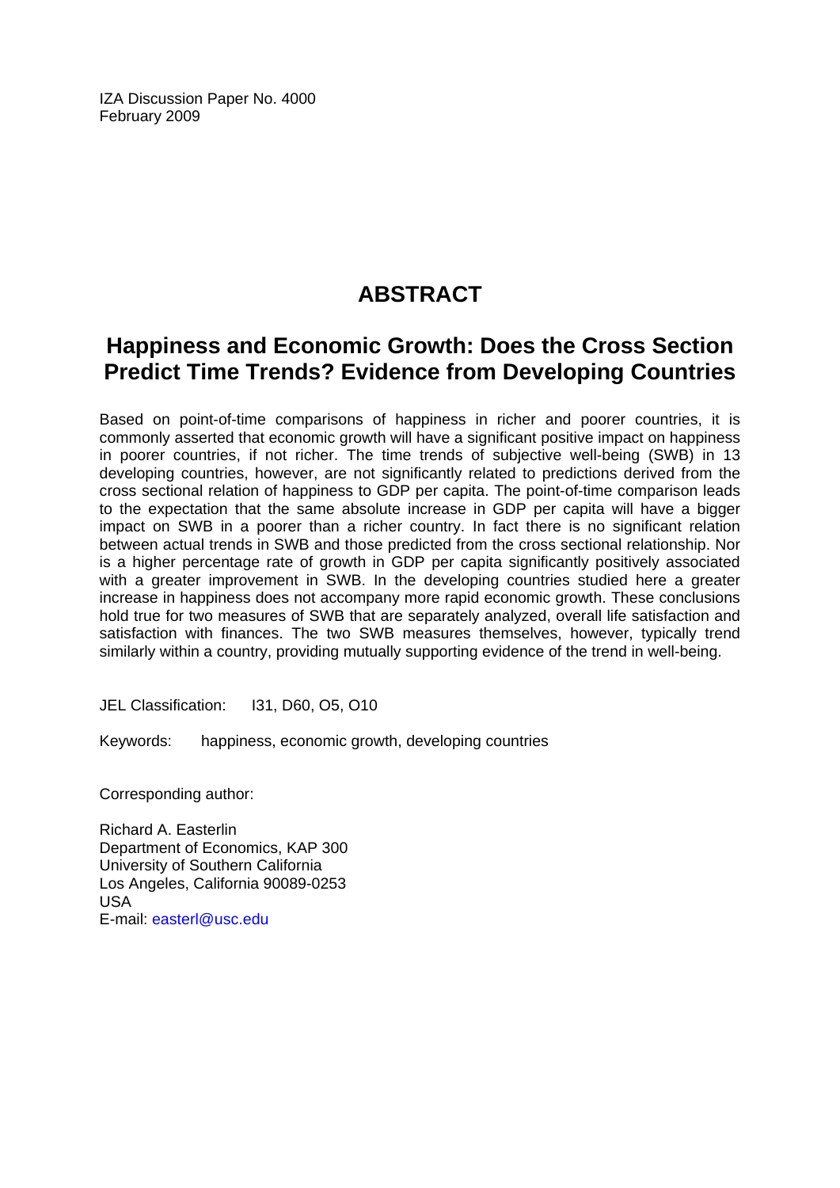IZA Discussion Paper No. 4000
February 2009

# ABSTRACT

## Happiness and Economic Growth: Does the Cross Section Predict Time Trends? Evidence from Developing Countries

Based on point-of-time comparisons of happiness in richer and poorer countries, it is commonly asserted that economic growth will have a significant positive impact on happiness in poorer countries, if not richer. The time trends of subjective well-being (SWB) in 13 developing countries, however, are not significantly related to predictions derived from the cross sectional relation of happiness to GDP per capita. The point-of-time comparison leads to the expectation that the same absolute increase in GDP per capita will have a bigger impact on SWB in a poorer than a richer country. In fact there is no significant relation between actual trends in SWB and those predicted from the cross sectional relationship. Nor is a higher percentage rate of growth in GDP per capita significantly positively associated with a greater improvement in SWB. In the developing countries studied here a greater increase in happiness does not accompany more rapid economic growth. These conclusions hold true for two measures of SWB that are separately analyzed, overall life satisfaction and satisfaction with finances. The two SWB measures themselves, however, typically trend similarly within a country, providing mutually supporting evidence of the trend in well-being.

JEL Classification: I31, D60, O5, O10

Keywords: happiness, economic growth, developing countries

Corresponding author:

Richard A. Easterlin
Department of Economics, KAP 300
University of Southern California
Los Angeles, California 90089-0253
USA
E-mail: easterl@usc.edu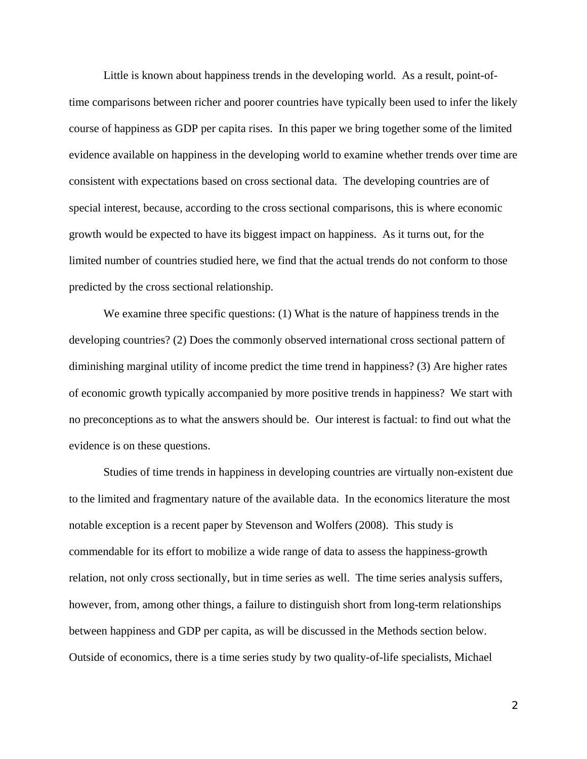Little is known about happiness trends in the developing world. As a result, point-of-time comparisons between richer and poorer countries have typically been used to infer the likely course of happiness as GDP per capita rises. In this paper we bring together some of the limited evidence available on happiness in the developing world to examine whether trends over time are consistent with expectations based on cross sectional data. The developing countries are of special interest, because, according to the cross sectional comparisons, this is where economic growth would be expected to have its biggest impact on happiness. As it turns out, for the limited number of countries studied here, we find that the actual trends do not conform to those predicted by the cross sectional relationship.

We examine three specific questions: (1) What is the nature of happiness trends in the developing countries? (2) Does the commonly observed international cross sectional pattern of diminishing marginal utility of income predict the time trend in happiness? (3) Are higher rates of economic growth typically accompanied by more positive trends in happiness? We start with no preconceptions as to what the answers should be. Our interest is factual: to find out what the evidence is on these questions.

Studies of time trends in happiness in developing countries are virtually non-existent due to the limited and fragmentary nature of the available data. In the economics literature the most notable exception is a recent paper by Stevenson and Wolfers (2008). This study is commendable for its effort to mobilize a wide range of data to assess the happiness-growth relation, not only cross sectionally, but in time series as well. The time series analysis suffers, however, from, among other things, a failure to distinguish short from long-term relationships between happiness and GDP per capita, as will be discussed in the Methods section below. Outside of economics, there is a time series study by two quality-of-life specialists, Michael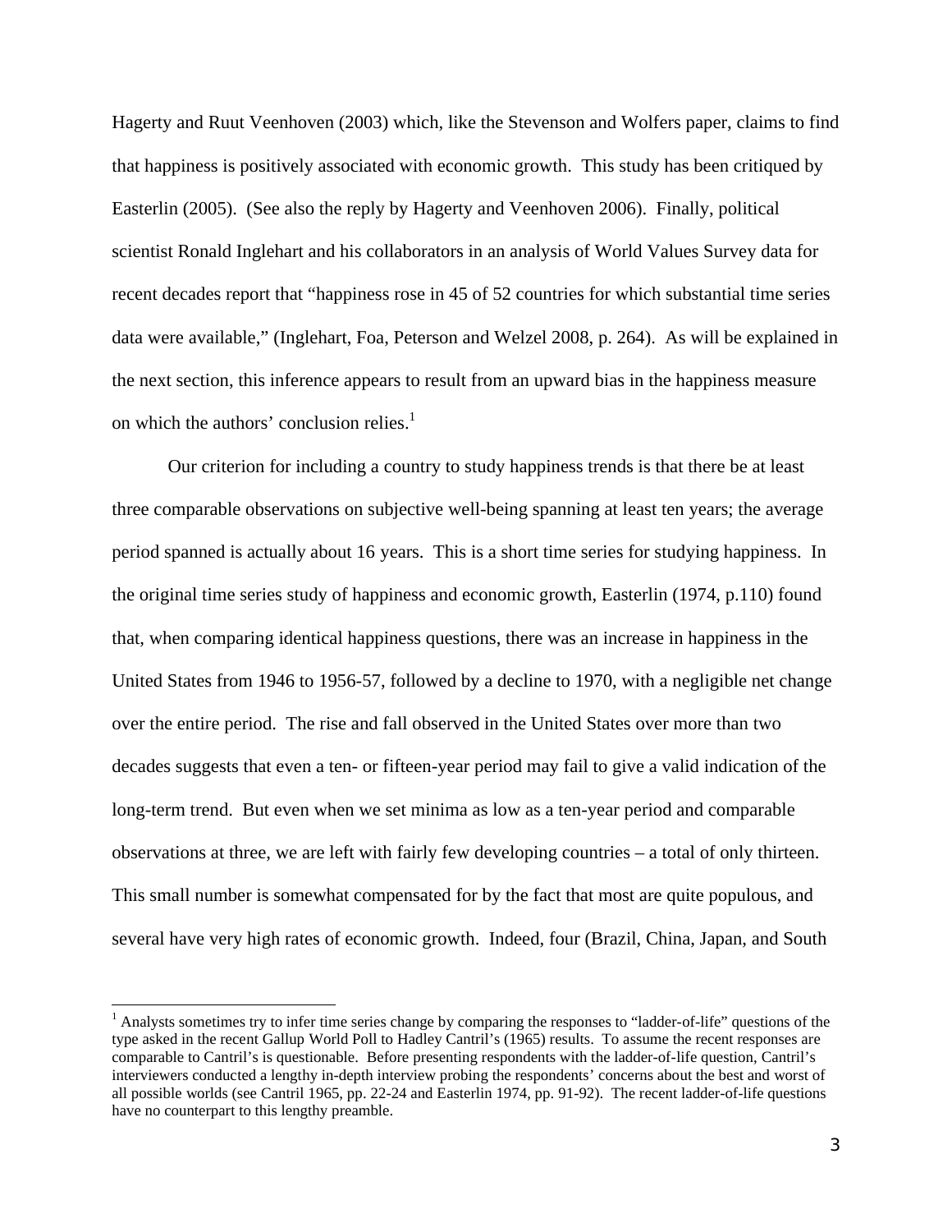Hagerty and Ruut Veenhoven (2003) which, like the Stevenson and Wolfers paper, claims to find that happiness is positively associated with economic growth. This study has been critiqued by Easterlin (2005). (See also the reply by Hagerty and Veenhoven 2006). Finally, political scientist Ronald Inglehart and his collaborators in an analysis of World Values Survey data for recent decades report that "happiness rose in 45 of 52 countries for which substantial time series data were available," (Inglehart, Foa, Peterson and Welzel 2008, p. 264). As will be explained in the next section, this inference appears to result from an upward bias in the happiness measure on which the authors' conclusion relies.[1]

Our criterion for including a country to study happiness trends is that there be at least three comparable observations on subjective well-being spanning at least ten years; the average period spanned is actually about 16 years. This is a short time series for studying happiness. In the original time series study of happiness and economic growth, Easterlin (1974, p.110) found that, when comparing identical happiness questions, there was an increase in happiness in the United States from 1946 to 1956-57, followed by a decline to 1970, with a negligible net change over the entire period. The rise and fall observed in the United States over more than two decades suggests that even a ten- or fifteen-year period may fail to give a valid indication of the long-term trend. But even when we set minima as low as a ten-year period and comparable observations at three, we are left with fairly few developing countries – a total of only thirteen. This small number is somewhat compensated for by the fact that most are quite populous, and several have very high rates of economic growth. Indeed, four (Brazil, China, Japan, and South

[1] Analysts sometimes try to infer time series change by comparing the responses to "ladder-of-life" questions of the type asked in the recent Gallup World Poll to Hadley Cantril's (1965) results. To assume the recent responses are comparable to Cantril's is questionable. Before presenting respondents with the ladder-of-life question, Cantril's interviewers conducted a lengthy in-depth interview probing the respondents' concerns about the best and worst of all possible worlds (see Cantril 1965, pp. 22-24 and Easterlin 1974, pp. 91-92). The recent ladder-of-life questions have no counterpart to this lengthy preamble.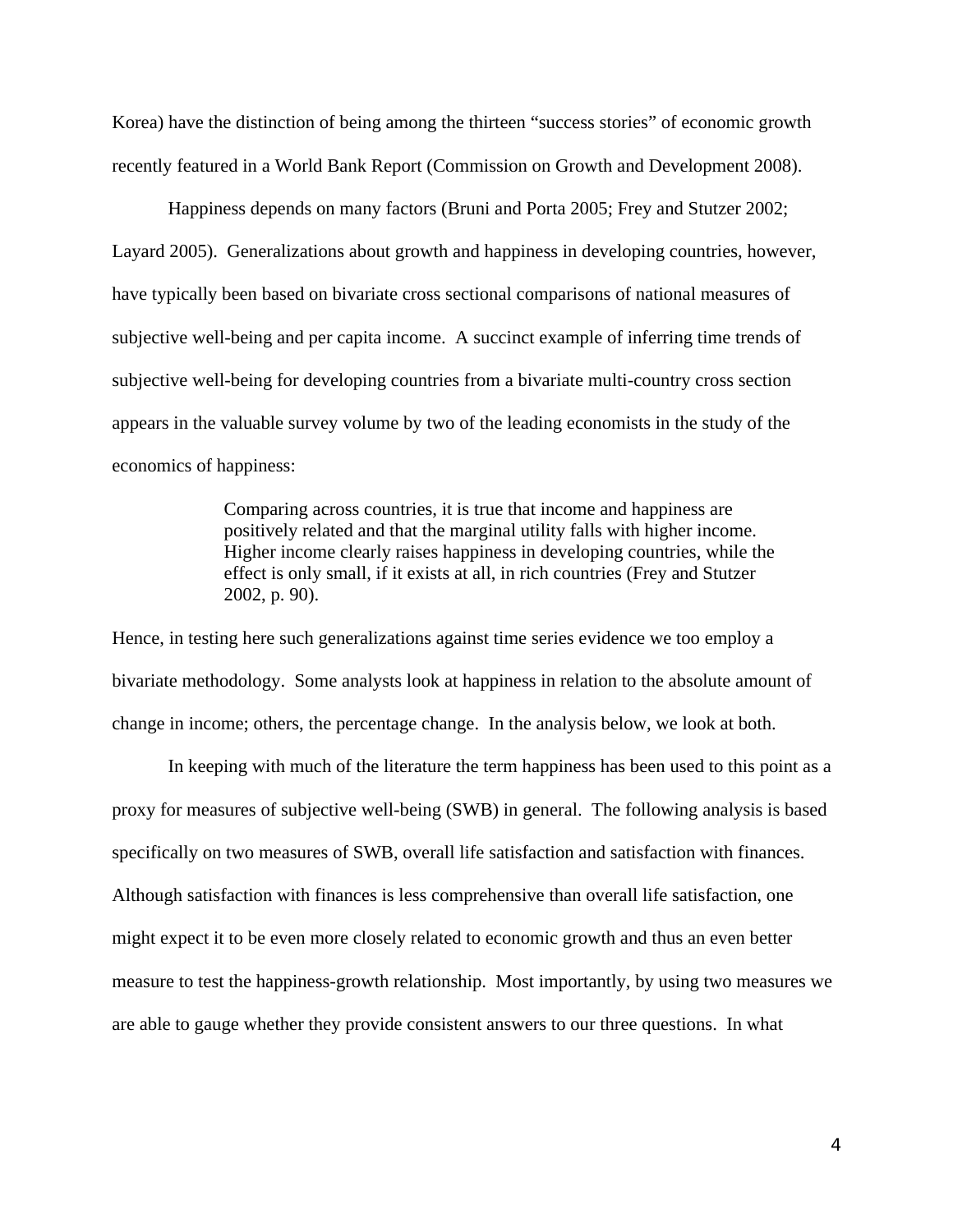Korea) have the distinction of being among the thirteen "success stories" of economic growth recently featured in a World Bank Report (Commission on Growth and Development 2008).

Happiness depends on many factors (Bruni and Porta 2005; Frey and Stutzer 2002; Layard 2005). Generalizations about growth and happiness in developing countries, however, have typically been based on bivariate cross sectional comparisons of national measures of subjective well-being and per capita income. A succinct example of inferring time trends of subjective well-being for developing countries from a bivariate multi-country cross section appears in the valuable survey volume by two of the leading economists in the study of the economics of happiness:

> Comparing across countries, it is true that income and happiness are positively related and that the marginal utility falls with higher income. Higher income clearly raises happiness in developing countries, while the effect is only small, if it exists at all, in rich countries (Frey and Stutzer 2002, p. 90).

Hence, in testing here such generalizations against time series evidence we too employ a bivariate methodology. Some analysts look at happiness in relation to the absolute amount of change in income; others, the percentage change. In the analysis below, we look at both.

In keeping with much of the literature the term happiness has been used to this point as a proxy for measures of subjective well-being (SWB) in general. The following analysis is based specifically on two measures of SWB, overall life satisfaction and satisfaction with finances. Although satisfaction with finances is less comprehensive than overall life satisfaction, one might expect it to be even more closely related to economic growth and thus an even better measure to test the happiness-growth relationship. Most importantly, by using two measures we are able to gauge whether they provide consistent answers to our three questions. In what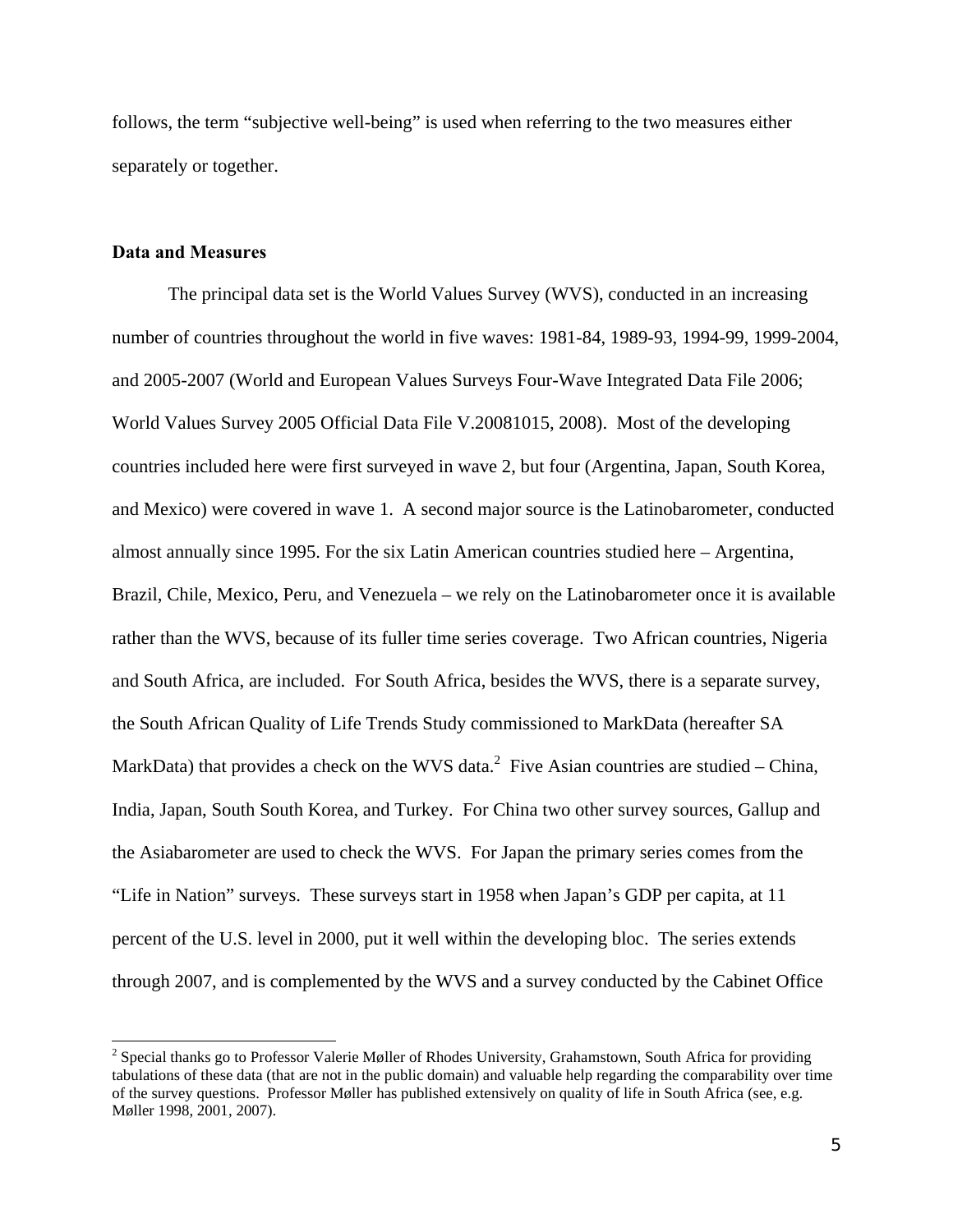follows, the term "subjective well-being" is used when referring to the two measures either separately or together.

**Data and Measures**

The principal data set is the World Values Survey (WVS), conducted in an increasing number of countries throughout the world in five waves: 1981-84, 1989-93, 1994-99, 1999-2004, and 2005-2007 (World and European Values Surveys Four-Wave Integrated Data File 2006; World Values Survey 2005 Official Data File V.20081015, 2008). Most of the developing countries included here were first surveyed in wave 2, but four (Argentina, Japan, South Korea, and Mexico) were covered in wave 1. A second major source is the Latinobarometer, conducted almost annually since 1995. For the six Latin American countries studied here – Argentina, Brazil, Chile, Mexico, Peru, and Venezuela – we rely on the Latinobarometer once it is available rather than the WVS, because of its fuller time series coverage. Two African countries, Nigeria and South Africa, are included. For South Africa, besides the WVS, there is a separate survey, the South African Quality of Life Trends Study commissioned to MarkData (hereafter SA MarkData) that provides a check on the WVS data.[2] Five Asian countries are studied – China, India, Japan, South South Korea, and Turkey. For China two other survey sources, Gallup and the Asiabarometer are used to check the WVS. For Japan the primary series comes from the "Life in Nation" surveys. These surveys start in 1958 when Japan's GDP per capita, at 11 percent of the U.S. level in 2000, put it well within the developing bloc. The series extends through 2007, and is complemented by the WVS and a survey conducted by the Cabinet Office

[2] Special thanks go to Professor Valerie Møller of Rhodes University, Grahamstown, South Africa for providing tabulations of these data (that are not in the public domain) and valuable help regarding the comparability over time of the survey questions. Professor Møller has published extensively on quality of life in South Africa (see, e.g. Møller 1998, 2001, 2007).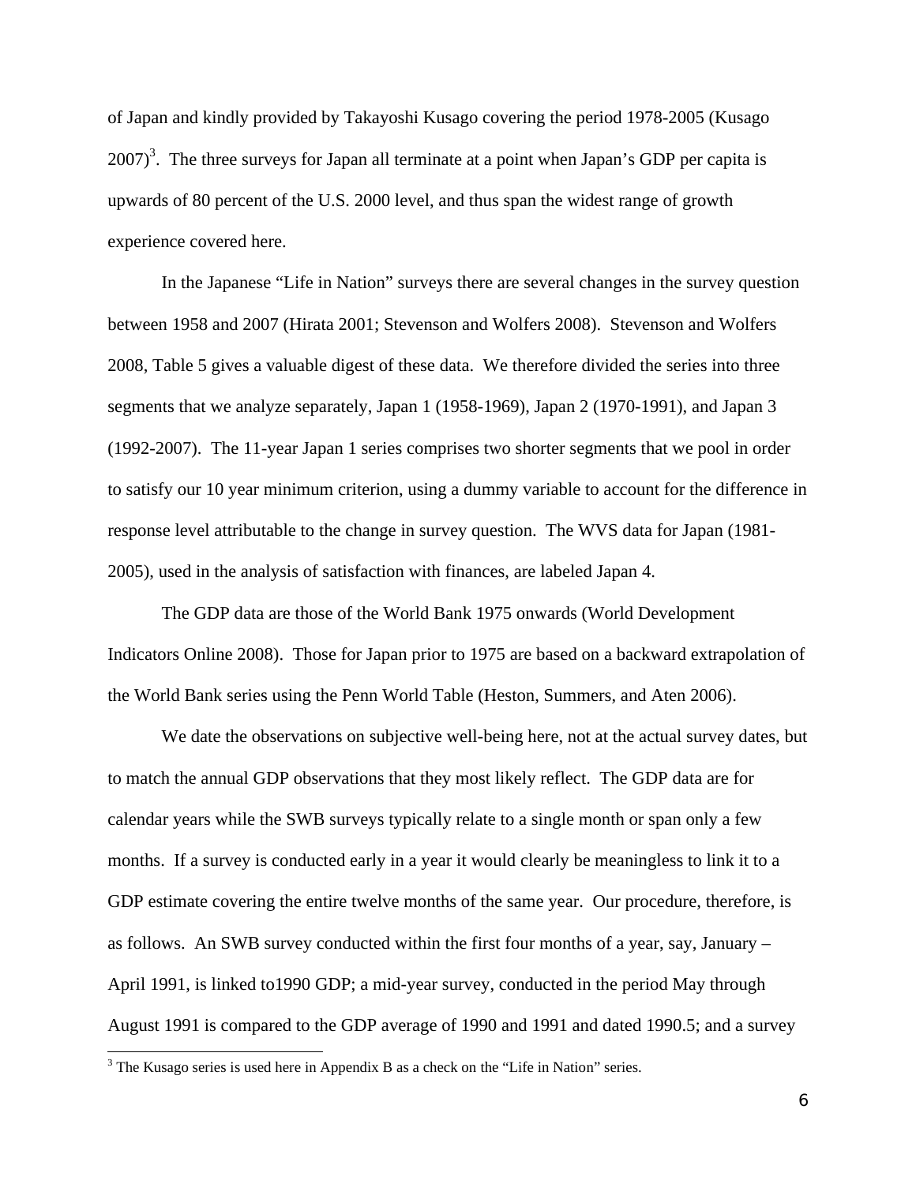of Japan and kindly provided by Takayoshi Kusago covering the period 1978-2005 (Kusago 2007)[3]. The three surveys for Japan all terminate at a point when Japan's GDP per capita is upwards of 80 percent of the U.S. 2000 level, and thus span the widest range of growth experience covered here.

In the Japanese "Life in Nation" surveys there are several changes in the survey question between 1958 and 2007 (Hirata 2001; Stevenson and Wolfers 2008). Stevenson and Wolfers 2008, Table 5 gives a valuable digest of these data. We therefore divided the series into three segments that we analyze separately, Japan 1 (1958-1969), Japan 2 (1970-1991), and Japan 3 (1992-2007). The 11-year Japan 1 series comprises two shorter segments that we pool in order to satisfy our 10 year minimum criterion, using a dummy variable to account for the difference in response level attributable to the change in survey question. The WVS data for Japan (1981-2005), used in the analysis of satisfaction with finances, are labeled Japan 4.

The GDP data are those of the World Bank 1975 onwards (World Development Indicators Online 2008). Those for Japan prior to 1975 are based on a backward extrapolation of the World Bank series using the Penn World Table (Heston, Summers, and Aten 2006).

We date the observations on subjective well-being here, not at the actual survey dates, but to match the annual GDP observations that they most likely reflect. The GDP data are for calendar years while the SWB surveys typically relate to a single month or span only a few months. If a survey is conducted early in a year it would clearly be meaningless to link it to a GDP estimate covering the entire twelve months of the same year. Our procedure, therefore, is as follows. An SWB survey conducted within the first four months of a year, say, January – April 1991, is linked to1990 GDP; a mid-year survey, conducted in the period May through August 1991 is compared to the GDP average of 1990 and 1991 and dated 1990.5; and a survey

[3] The Kusago series is used here in Appendix B as a check on the "Life in Nation" series.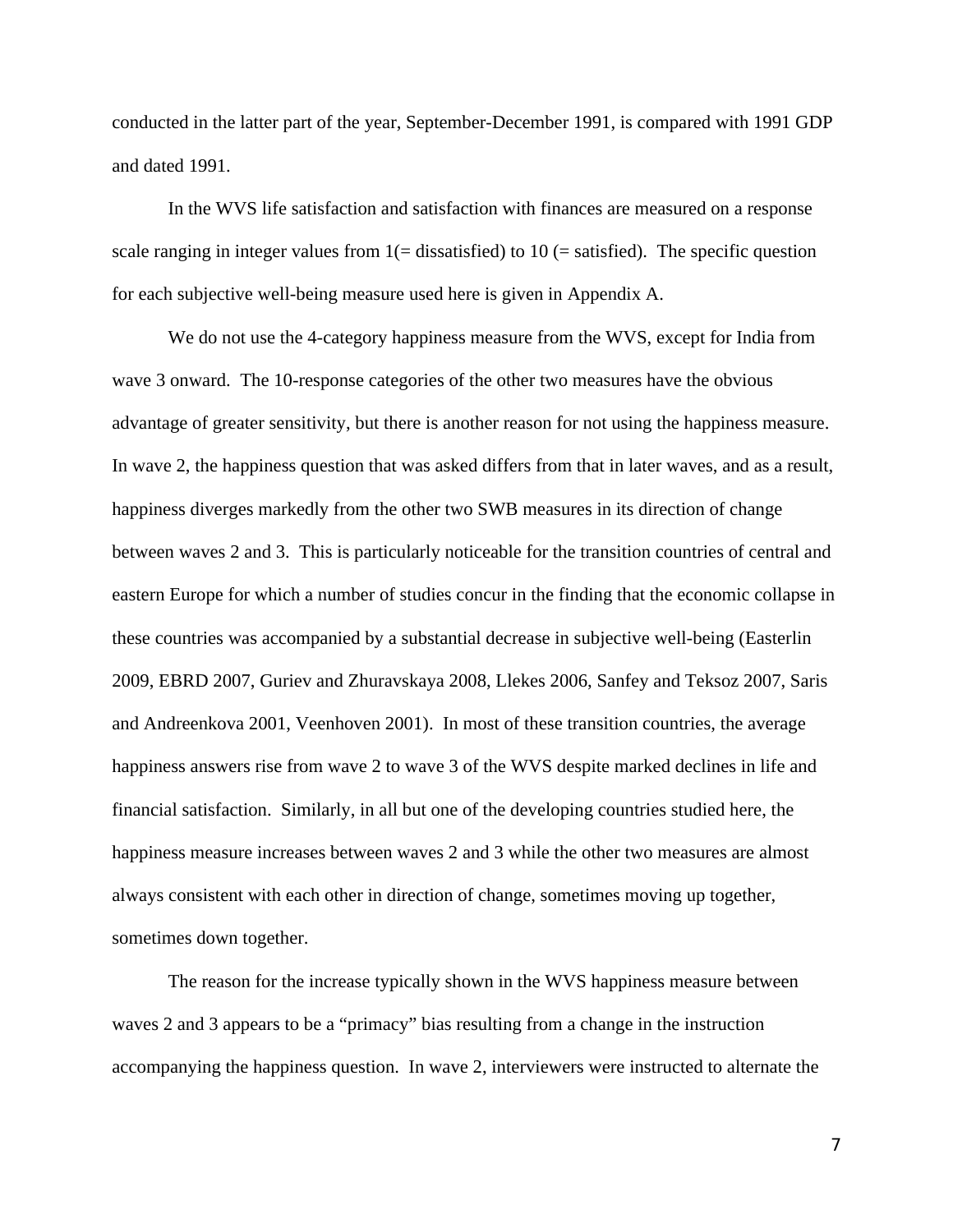conducted in the latter part of the year, September-December 1991, is compared with 1991 GDP and dated 1991.

In the WVS life satisfaction and satisfaction with finances are measured on a response scale ranging in integer values from 1(= dissatisfied) to 10 (= satisfied). The specific question for each subjective well-being measure used here is given in Appendix A.

We do not use the 4-category happiness measure from the WVS, except for India from wave 3 onward. The 10-response categories of the other two measures have the obvious advantage of greater sensitivity, but there is another reason for not using the happiness measure. In wave 2, the happiness question that was asked differs from that in later waves, and as a result, happiness diverges markedly from the other two SWB measures in its direction of change between waves 2 and 3. This is particularly noticeable for the transition countries of central and eastern Europe for which a number of studies concur in the finding that the economic collapse in these countries was accompanied by a substantial decrease in subjective well-being (Easterlin 2009, EBRD 2007, Guriev and Zhuravskaya 2008, Llekes 2006, Sanfey and Teksoz 2007, Saris and Andreenkova 2001, Veenhoven 2001). In most of these transition countries, the average happiness answers rise from wave 2 to wave 3 of the WVS despite marked declines in life and financial satisfaction. Similarly, in all but one of the developing countries studied here, the happiness measure increases between waves 2 and 3 while the other two measures are almost always consistent with each other in direction of change, sometimes moving up together, sometimes down together.

The reason for the increase typically shown in the WVS happiness measure between waves 2 and 3 appears to be a "primacy" bias resulting from a change in the instruction accompanying the happiness question. In wave 2, interviewers were instructed to alternate the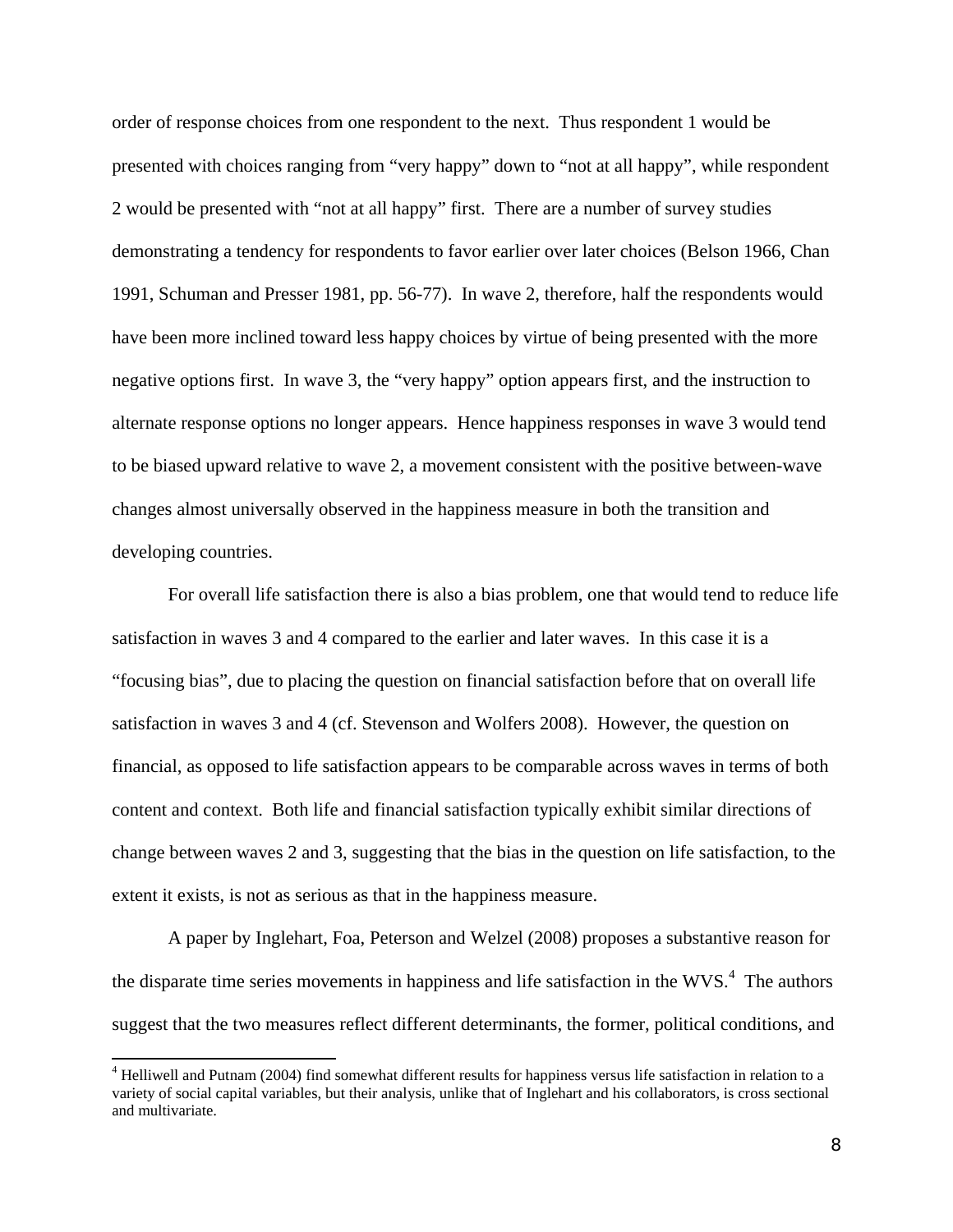order of response choices from one respondent to the next. Thus respondent 1 would be presented with choices ranging from "very happy" down to "not at all happy", while respondent 2 would be presented with "not at all happy" first. There are a number of survey studies demonstrating a tendency for respondents to favor earlier over later choices (Belson 1966, Chan 1991, Schuman and Presser 1981, pp. 56-77). In wave 2, therefore, half the respondents would have been more inclined toward less happy choices by virtue of being presented with the more negative options first. In wave 3, the "very happy" option appears first, and the instruction to alternate response options no longer appears. Hence happiness responses in wave 3 would tend to be biased upward relative to wave 2, a movement consistent with the positive between-wave changes almost universally observed in the happiness measure in both the transition and developing countries.

For overall life satisfaction there is also a bias problem, one that would tend to reduce life satisfaction in waves 3 and 4 compared to the earlier and later waves. In this case it is a "focusing bias", due to placing the question on financial satisfaction before that on overall life satisfaction in waves 3 and 4 (cf. Stevenson and Wolfers 2008). However, the question on financial, as opposed to life satisfaction appears to be comparable across waves in terms of both content and context. Both life and financial satisfaction typically exhibit similar directions of change between waves 2 and 3, suggesting that the bias in the question on life satisfaction, to the extent it exists, is not as serious as that in the happiness measure.

A paper by Inglehart, Foa, Peterson and Welzel (2008) proposes a substantive reason for the disparate time series movements in happiness and life satisfaction in the WVS.[4] The authors suggest that the two measures reflect different determinants, the former, political conditions, and

[4] Helliwell and Putnam (2004) find somewhat different results for happiness versus life satisfaction in relation to a variety of social capital variables, but their analysis, unlike that of Inglehart and his collaborators, is cross sectional and multivariate.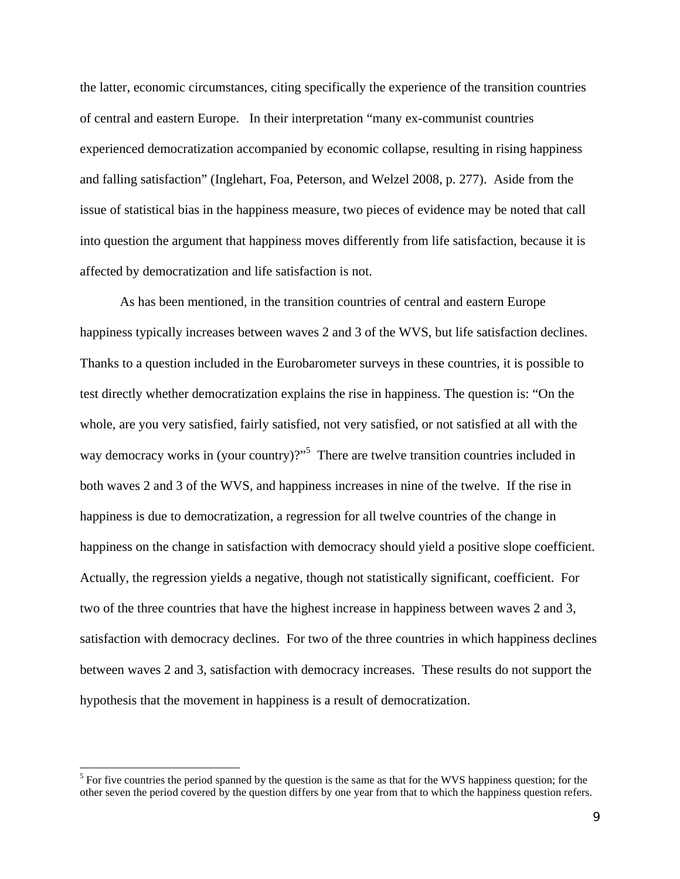the latter, economic circumstances, citing specifically the experience of the transition countries of central and eastern Europe. In their interpretation "many ex-communist countries experienced democratization accompanied by economic collapse, resulting in rising happiness and falling satisfaction" (Inglehart, Foa, Peterson, and Welzel 2008, p. 277). Aside from the issue of statistical bias in the happiness measure, two pieces of evidence may be noted that call into question the argument that happiness moves differently from life satisfaction, because it is affected by democratization and life satisfaction is not.

As has been mentioned, in the transition countries of central and eastern Europe happiness typically increases between waves 2 and 3 of the WVS, but life satisfaction declines. Thanks to a question included in the Eurobarometer surveys in these countries, it is possible to test directly whether democratization explains the rise in happiness. The question is: "On the whole, are you very satisfied, fairly satisfied, not very satisfied, or not satisfied at all with the way democracy works in (your country)?"[5] There are twelve transition countries included in both waves 2 and 3 of the WVS, and happiness increases in nine of the twelve. If the rise in happiness is due to democratization, a regression for all twelve countries of the change in happiness on the change in satisfaction with democracy should yield a positive slope coefficient. Actually, the regression yields a negative, though not statistically significant, coefficient. For two of the three countries that have the highest increase in happiness between waves 2 and 3, satisfaction with democracy declines. For two of the three countries in which happiness declines between waves 2 and 3, satisfaction with democracy increases. These results do not support the hypothesis that the movement in happiness is a result of democratization.

[5] For five countries the period spanned by the question is the same as that for the WVS happiness question; for the other seven the period covered by the question differs by one year from that to which the happiness question refers.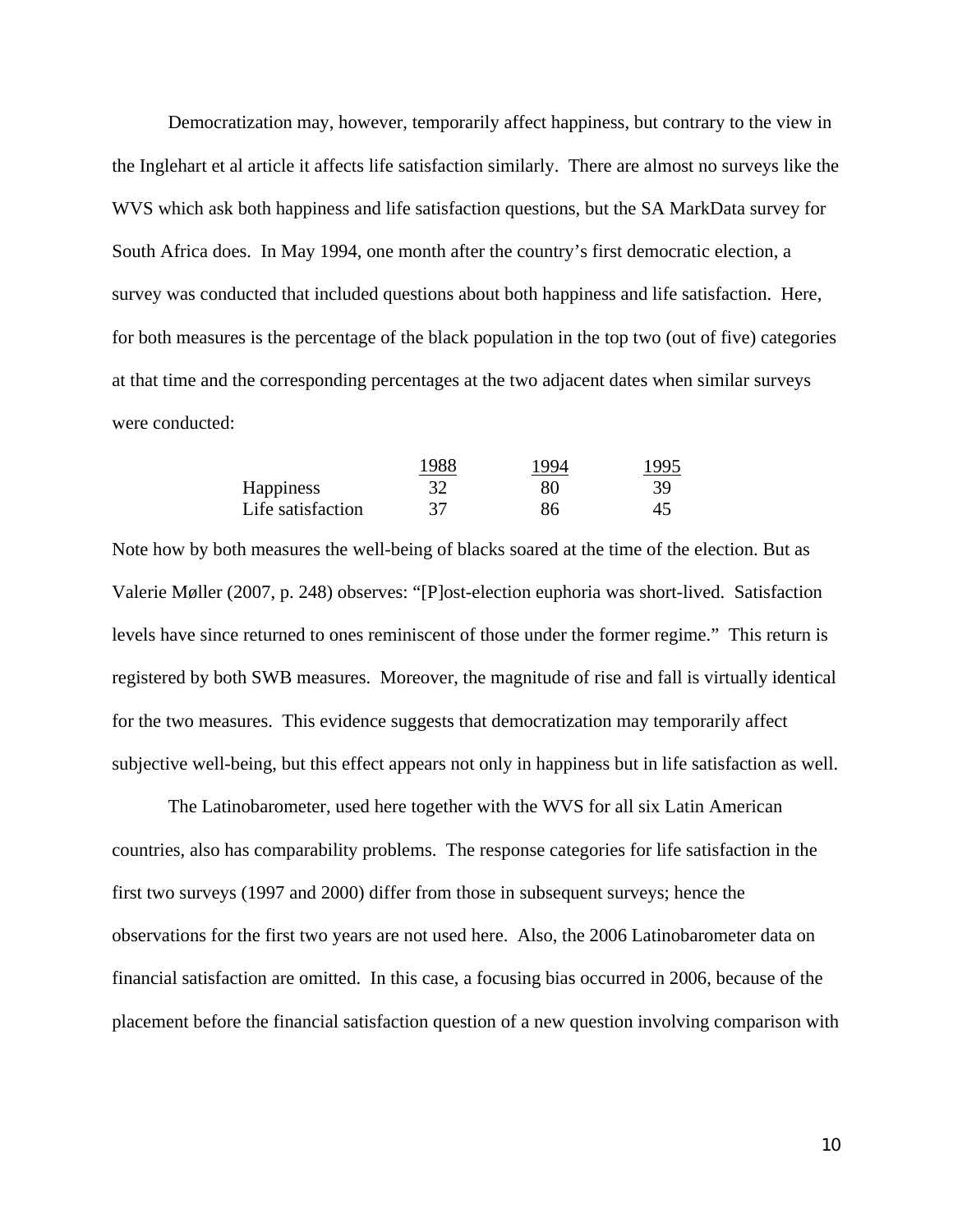Democratization may, however, temporarily affect happiness, but contrary to the view in the Inglehart et al article it affects life satisfaction similarly. There are almost no surveys like the WVS which ask both happiness and life satisfaction questions, but the SA MarkData survey for South Africa does. In May 1994, one month after the country's first democratic election, a survey was conducted that included questions about both happiness and life satisfaction. Here, for both measures is the percentage of the black population in the top two (out of five) categories at that time and the corresponding percentages at the two adjacent dates when similar surveys were conducted:

| | 1988 | 1994 | 1995 |
|---|---|---|---|
| Happiness | 32 | 80 | 39 |
| Life satisfaction | 37 | 86 | 45 |

Note how by both measures the well-being of blacks soared at the time of the election. But as Valerie Møller (2007, p. 248) observes: "[P]ost-election euphoria was short-lived. Satisfaction levels have since returned to ones reminiscent of those under the former regime." This return is registered by both SWB measures. Moreover, the magnitude of rise and fall is virtually identical for the two measures. This evidence suggests that democratization may temporarily affect subjective well-being, but this effect appears not only in happiness but in life satisfaction as well.

The Latinobarometer, used here together with the WVS for all six Latin American countries, also has comparability problems. The response categories for life satisfaction in the first two surveys (1997 and 2000) differ from those in subsequent surveys; hence the observations for the first two years are not used here. Also, the 2006 Latinobarometer data on financial satisfaction are omitted. In this case, a focusing bias occurred in 2006, because of the placement before the financial satisfaction question of a new question involving comparison with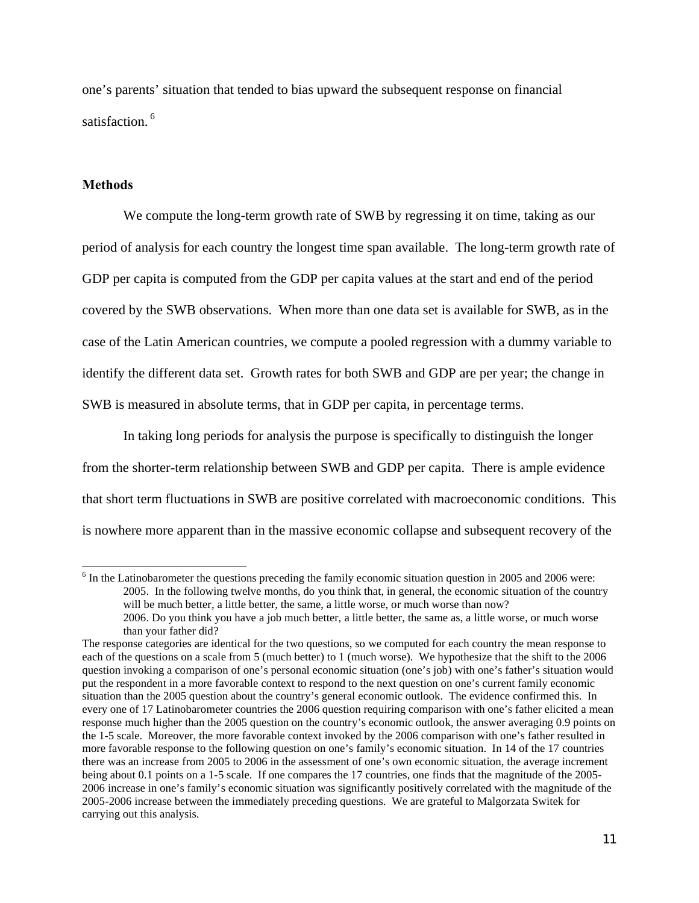one's parents' situation that tended to bias upward the subsequent response on financial satisfaction. [6]

**Methods**

We compute the long-term growth rate of SWB by regressing it on time, taking as our period of analysis for each country the longest time span available. The long-term growth rate of GDP per capita is computed from the GDP per capita values at the start and end of the period covered by the SWB observations. When more than one data set is available for SWB, as in the case of the Latin American countries, we compute a pooled regression with a dummy variable to identify the different data set. Growth rates for both SWB and GDP are per year; the change in SWB is measured in absolute terms, that in GDP per capita, in percentage terms.

In taking long periods for analysis the purpose is specifically to distinguish the longer from the shorter-term relationship between SWB and GDP per capita. There is ample evidence that short term fluctuations in SWB are positive correlated with macroeconomic conditions. This is nowhere more apparent than in the massive economic collapse and subsequent recovery of the

---

[6] In the Latinobarometer the questions preceding the family economic situation question in 2005 and 2006 were:

2005. In the following twelve months, do you think that, in general, the economic situation of the country will be much better, a little better, the same, a little worse, or much worse than now?

2006. Do you think you have a job much better, a little better, the same as, a little worse, or much worse than your father did?

The response categories are identical for the two questions, so we computed for each country the mean response to each of the questions on a scale from 5 (much better) to 1 (much worse). We hypothesize that the shift to the 2006 question invoking a comparison of one's personal economic situation (one's job) with one's father's situation would put the respondent in a more favorable context to respond to the next question on one's current family economic situation than the 2005 question about the country's general economic outlook. The evidence confirmed this. In every one of 17 Latinobarometer countries the 2006 question requiring comparison with one's father elicited a mean response much higher than the 2005 question on the country's economic outlook, the answer averaging 0.9 points on the 1-5 scale. Moreover, the more favorable context invoked by the 2006 comparison with one's father resulted in more favorable response to the following question on one's family's economic situation. In 14 of the 17 countries there was an increase from 2005 to 2006 in the assessment of one's own economic situation, the average increment being about 0.1 points on a 1-5 scale. If one compares the 17 countries, one finds that the magnitude of the 2005-2006 increase in one's family's economic situation was significantly positively correlated with the magnitude of the 2005-2006 increase between the immediately preceding questions. We are grateful to Malgorzata Switek for carrying out this analysis.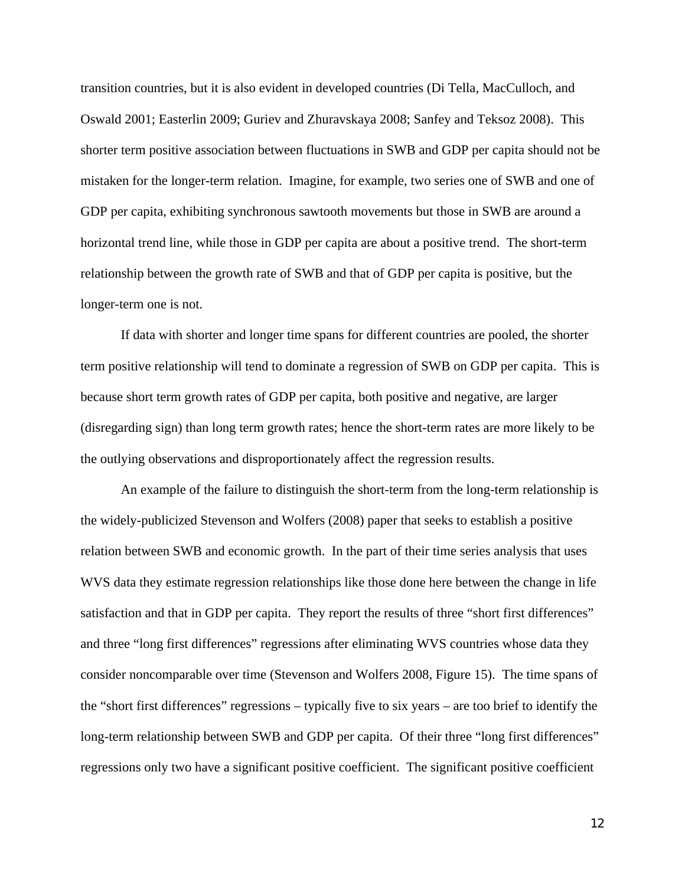transition countries, but it is also evident in developed countries (Di Tella, MacCulloch, and Oswald 2001; Easterlin 2009; Guriev and Zhuravskaya 2008; Sanfey and Teksoz 2008). This shorter term positive association between fluctuations in SWB and GDP per capita should not be mistaken for the longer-term relation. Imagine, for example, two series one of SWB and one of GDP per capita, exhibiting synchronous sawtooth movements but those in SWB are around a horizontal trend line, while those in GDP per capita are about a positive trend. The short-term relationship between the growth rate of SWB and that of GDP per capita is positive, but the longer-term one is not.

If data with shorter and longer time spans for different countries are pooled, the shorter term positive relationship will tend to dominate a regression of SWB on GDP per capita. This is because short term growth rates of GDP per capita, both positive and negative, are larger (disregarding sign) than long term growth rates; hence the short-term rates are more likely to be the outlying observations and disproportionately affect the regression results.

An example of the failure to distinguish the short-term from the long-term relationship is the widely-publicized Stevenson and Wolfers (2008) paper that seeks to establish a positive relation between SWB and economic growth. In the part of their time series analysis that uses WVS data they estimate regression relationships like those done here between the change in life satisfaction and that in GDP per capita. They report the results of three "short first differences" and three "long first differences" regressions after eliminating WVS countries whose data they consider noncomparable over time (Stevenson and Wolfers 2008, Figure 15). The time spans of the "short first differences" regressions – typically five to six years – are too brief to identify the long-term relationship between SWB and GDP per capita. Of their three "long first differences" regressions only two have a significant positive coefficient. The significant positive coefficient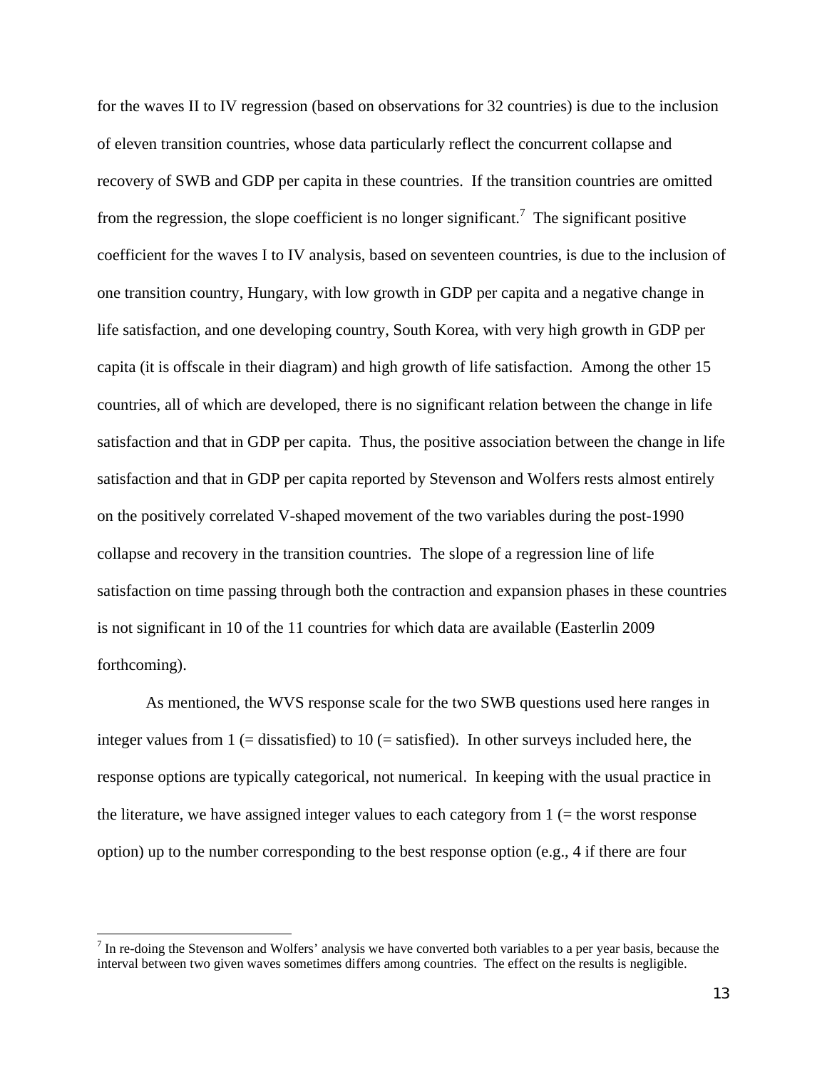for the waves II to IV regression (based on observations for 32 countries) is due to the inclusion of eleven transition countries, whose data particularly reflect the concurrent collapse and recovery of SWB and GDP per capita in these countries. If the transition countries are omitted from the regression, the slope coefficient is no longer significant.[7] The significant positive coefficient for the waves I to IV analysis, based on seventeen countries, is due to the inclusion of one transition country, Hungary, with low growth in GDP per capita and a negative change in life satisfaction, and one developing country, South Korea, with very high growth in GDP per capita (it is offscale in their diagram) and high growth of life satisfaction. Among the other 15 countries, all of which are developed, there is no significant relation between the change in life satisfaction and that in GDP per capita. Thus, the positive association between the change in life satisfaction and that in GDP per capita reported by Stevenson and Wolfers rests almost entirely on the positively correlated V-shaped movement of the two variables during the post-1990 collapse and recovery in the transition countries. The slope of a regression line of life satisfaction on time passing through both the contraction and expansion phases in these countries is not significant in 10 of the 11 countries for which data are available (Easterlin 2009 forthcoming).

As mentioned, the WVS response scale for the two SWB questions used here ranges in integer values from 1 (= dissatisfied) to 10 (= satisfied). In other surveys included here, the response options are typically categorical, not numerical. In keeping with the usual practice in the literature, we have assigned integer values to each category from 1 (= the worst response option) up to the number corresponding to the best response option (e.g., 4 if there are four

[7] In re-doing the Stevenson and Wolfers' analysis we have converted both variables to a per year basis, because the interval between two given waves sometimes differs among countries. The effect on the results is negligible.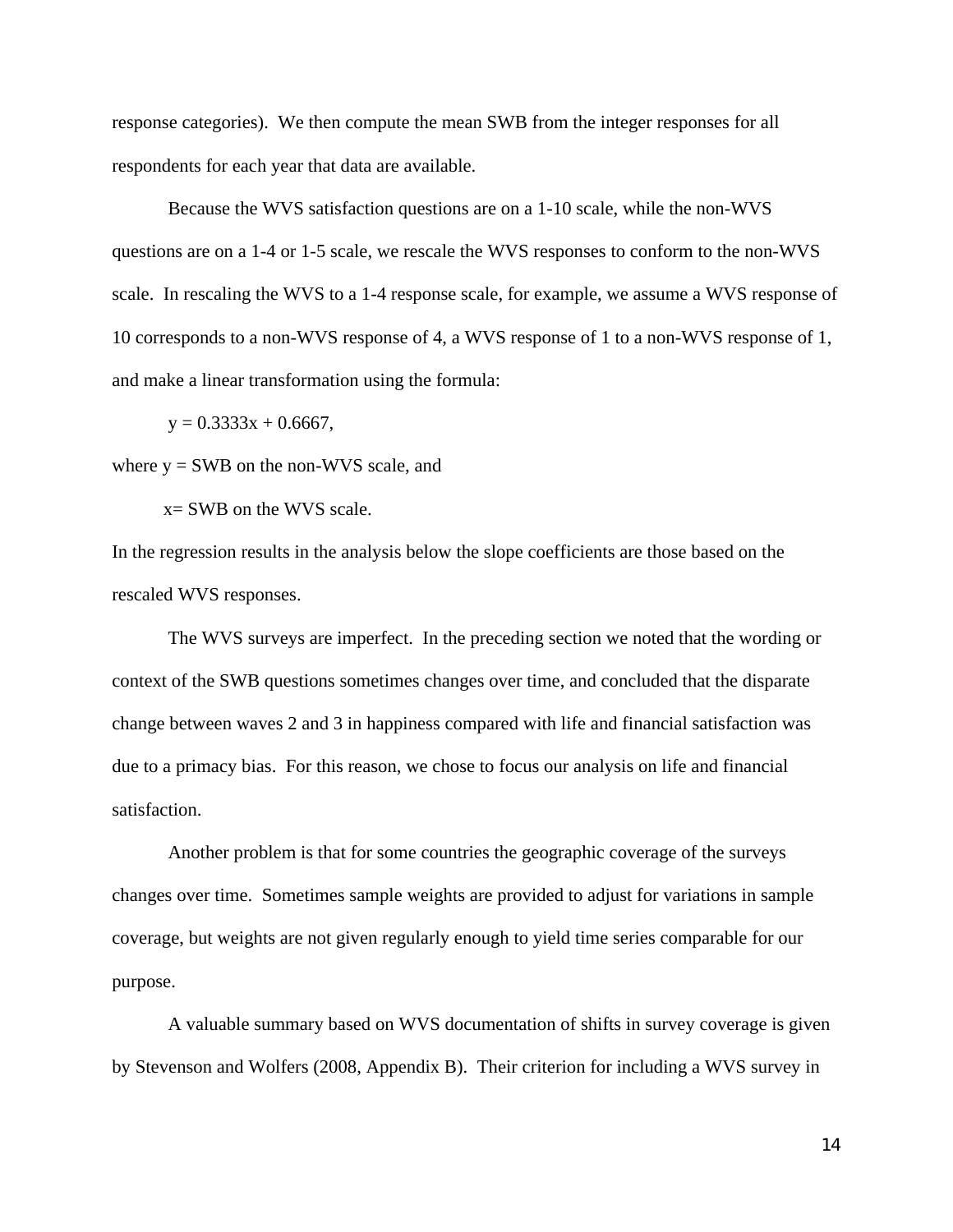response categories). We then compute the mean SWB from the integer responses for all respondents for each year that data are available.

Because the WVS satisfaction questions are on a 1-10 scale, while the non-WVS questions are on a 1-4 or 1-5 scale, we rescale the WVS responses to conform to the non-WVS scale. In rescaling the WVS to a 1-4 response scale, for example, we assume a WVS response of 10 corresponds to a non-WVS response of 4, a WVS response of 1 to a non-WVS response of 1, and make a linear transformation using the formula:

$$y = 0.3333x + 0.6667,$$

where $y$ = SWB on the non-WVS scale, and

$x$ = SWB on the WVS scale.

In the regression results in the analysis below the slope coefficients are those based on the rescaled WVS responses.

The WVS surveys are imperfect. In the preceding section we noted that the wording or context of the SWB questions sometimes changes over time, and concluded that the disparate change between waves 2 and 3 in happiness compared with life and financial satisfaction was due to a primacy bias. For this reason, we chose to focus our analysis on life and financial satisfaction.

Another problem is that for some countries the geographic coverage of the surveys changes over time. Sometimes sample weights are provided to adjust for variations in sample coverage, but weights are not given regularly enough to yield time series comparable for our purpose.

A valuable summary based on WVS documentation of shifts in survey coverage is given by Stevenson and Wolfers (2008, Appendix B). Their criterion for including a WVS survey in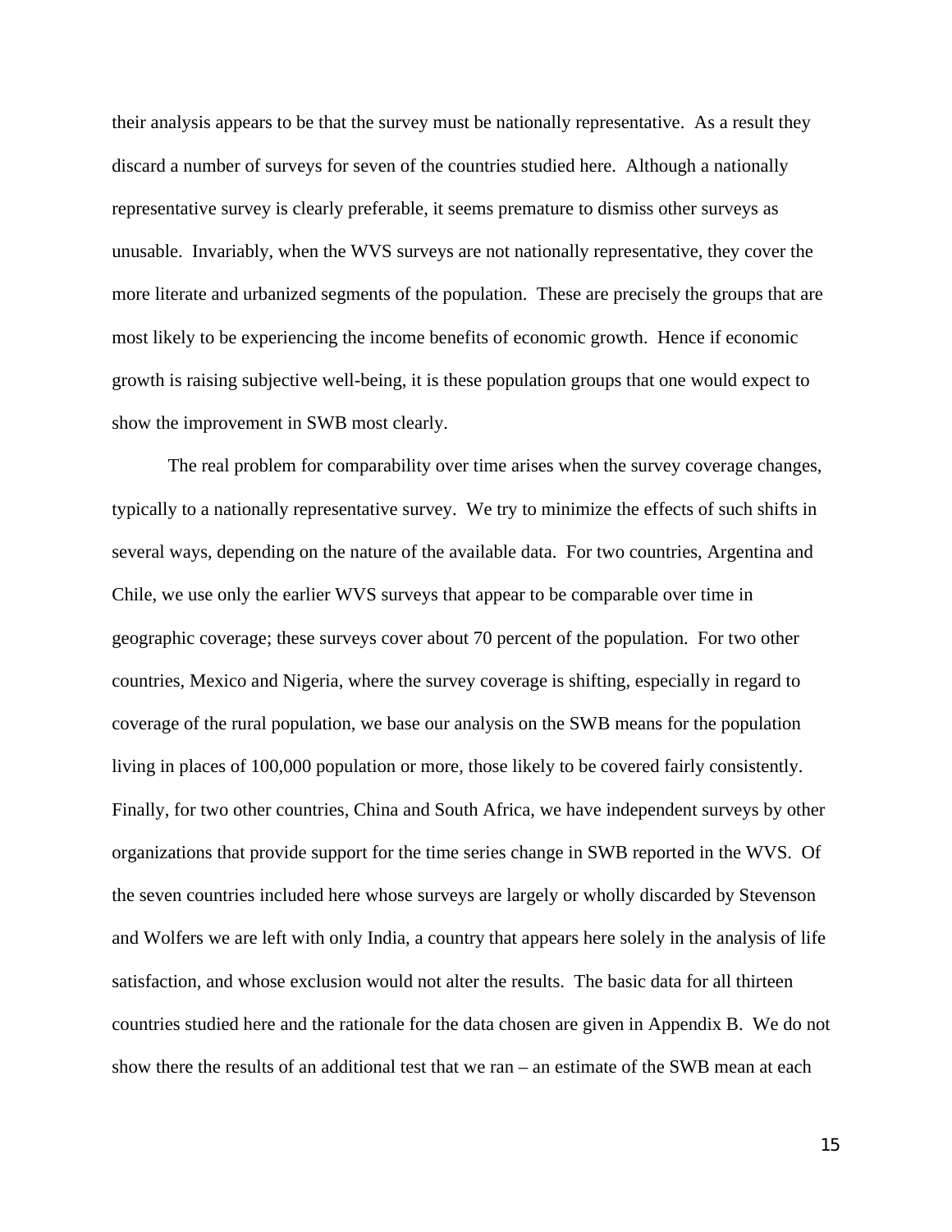their analysis appears to be that the survey must be nationally representative. As a result they discard a number of surveys for seven of the countries studied here. Although a nationally representative survey is clearly preferable, it seems premature to dismiss other surveys as unusable. Invariably, when the WVS surveys are not nationally representative, they cover the more literate and urbanized segments of the population. These are precisely the groups that are most likely to be experiencing the income benefits of economic growth. Hence if economic growth is raising subjective well-being, it is these population groups that one would expect to show the improvement in SWB most clearly.

The real problem for comparability over time arises when the survey coverage changes, typically to a nationally representative survey. We try to minimize the effects of such shifts in several ways, depending on the nature of the available data. For two countries, Argentina and Chile, we use only the earlier WVS surveys that appear to be comparable over time in geographic coverage; these surveys cover about 70 percent of the population. For two other countries, Mexico and Nigeria, where the survey coverage is shifting, especially in regard to coverage of the rural population, we base our analysis on the SWB means for the population living in places of 100,000 population or more, those likely to be covered fairly consistently. Finally, for two other countries, China and South Africa, we have independent surveys by other organizations that provide support for the time series change in SWB reported in the WVS. Of the seven countries included here whose surveys are largely or wholly discarded by Stevenson and Wolfers we are left with only India, a country that appears here solely in the analysis of life satisfaction, and whose exclusion would not alter the results. The basic data for all thirteen countries studied here and the rationale for the data chosen are given in Appendix B. We do not show there the results of an additional test that we ran – an estimate of the SWB mean at each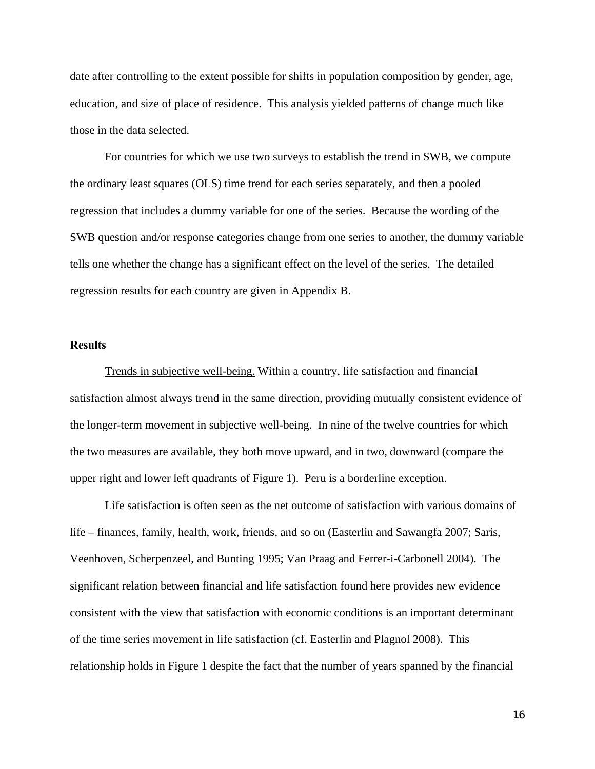date after controlling to the extent possible for shifts in population composition by gender, age, education, and size of place of residence. This analysis yielded patterns of change much like those in the data selected.

For countries for which we use two surveys to establish the trend in SWB, we compute the ordinary least squares (OLS) time trend for each series separately, and then a pooled regression that includes a dummy variable for one of the series. Because the wording of the SWB question and/or response categories change from one series to another, the dummy variable tells one whether the change has a significant effect on the level of the series. The detailed regression results for each country are given in Appendix B.

## Results

Trends in subjective well-being. Within a country, life satisfaction and financial satisfaction almost always trend in the same direction, providing mutually consistent evidence of the longer-term movement in subjective well-being. In nine of the twelve countries for which the two measures are available, they both move upward, and in two, downward (compare the upper right and lower left quadrants of Figure 1). Peru is a borderline exception.

Life satisfaction is often seen as the net outcome of satisfaction with various domains of life – finances, family, health, work, friends, and so on (Easterlin and Sawangfa 2007; Saris, Veenhoven, Scherpenzeel, and Bunting 1995; Van Praag and Ferrer-i-Carbonell 2004). The significant relation between financial and life satisfaction found here provides new evidence consistent with the view that satisfaction with economic conditions is an important determinant of the time series movement in life satisfaction (cf. Easterlin and Plagnol 2008). This relationship holds in Figure 1 despite the fact that the number of years spanned by the financial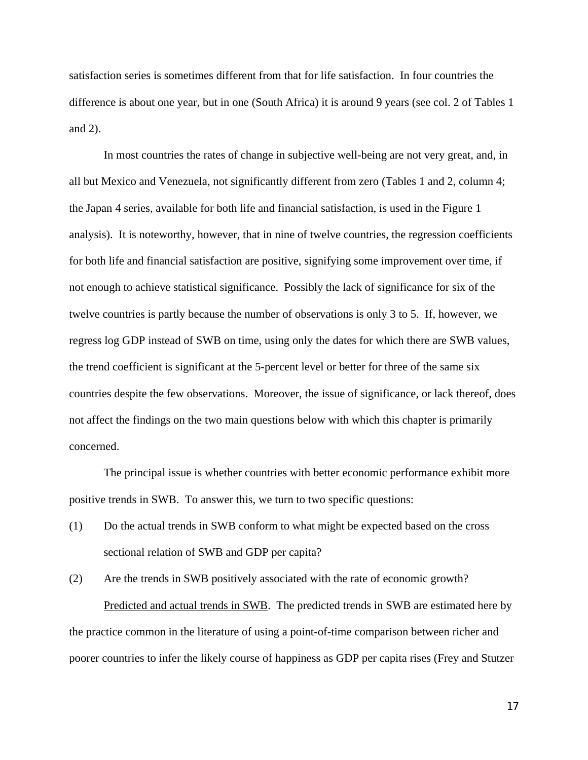satisfaction series is sometimes different from that for life satisfaction. In four countries the difference is about one year, but in one (South Africa) it is around 9 years (see col. 2 of Tables 1 and 2).

In most countries the rates of change in subjective well-being are not very great, and, in all but Mexico and Venezuela, not significantly different from zero (Tables 1 and 2, column 4; the Japan 4 series, available for both life and financial satisfaction, is used in the Figure 1 analysis). It is noteworthy, however, that in nine of twelve countries, the regression coefficients for both life and financial satisfaction are positive, signifying some improvement over time, if not enough to achieve statistical significance. Possibly the lack of significance for six of the twelve countries is partly because the number of observations is only 3 to 5. If, however, we regress log GDP instead of SWB on time, using only the dates for which there are SWB values, the trend coefficient is significant at the 5-percent level or better for three of the same six countries despite the few observations. Moreover, the issue of significance, or lack thereof, does not affect the findings on the two main questions below with which this chapter is primarily concerned.

The principal issue is whether countries with better economic performance exhibit more positive trends in SWB. To answer this, we turn to two specific questions:

(1) Do the actual trends in SWB conform to what might be expected based on the cross sectional relation of SWB and GDP per capita?

(2) Are the trends in SWB positively associated with the rate of economic growth?

Predicted and actual trends in SWB. The predicted trends in SWB are estimated here by the practice common in the literature of using a point-of-time comparison between richer and poorer countries to infer the likely course of happiness as GDP per capita rises (Frey and Stutzer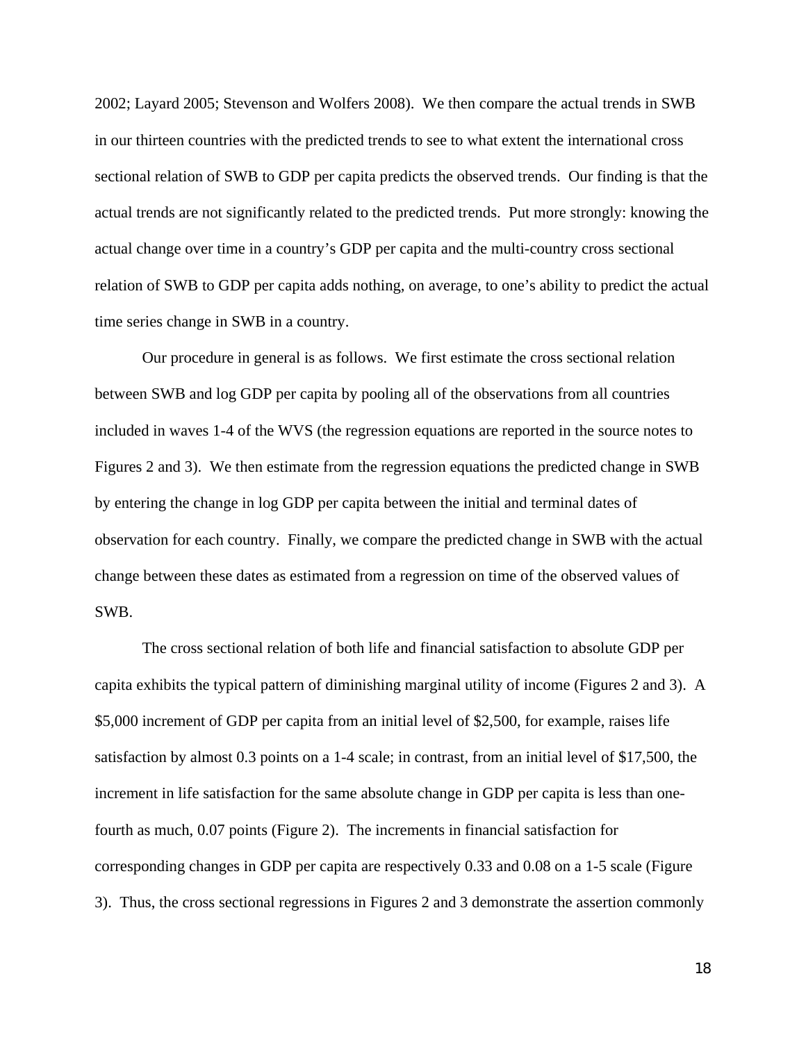2002; Layard 2005; Stevenson and Wolfers 2008). We then compare the actual trends in SWB in our thirteen countries with the predicted trends to see to what extent the international cross sectional relation of SWB to GDP per capita predicts the observed trends. Our finding is that the actual trends are not significantly related to the predicted trends. Put more strongly: knowing the actual change over time in a country's GDP per capita and the multi-country cross sectional relation of SWB to GDP per capita adds nothing, on average, to one's ability to predict the actual time series change in SWB in a country.

Our procedure in general is as follows. We first estimate the cross sectional relation between SWB and log GDP per capita by pooling all of the observations from all countries included in waves 1-4 of the WVS (the regression equations are reported in the source notes to Figures 2 and 3). We then estimate from the regression equations the predicted change in SWB by entering the change in log GDP per capita between the initial and terminal dates of observation for each country. Finally, we compare the predicted change in SWB with the actual change between these dates as estimated from a regression on time of the observed values of SWB.

The cross sectional relation of both life and financial satisfaction to absolute GDP per capita exhibits the typical pattern of diminishing marginal utility of income (Figures 2 and 3). A $5,000 increment of GDP per capita from an initial level of $2,500, for example, raises life satisfaction by almost 0.3 points on a 1-4 scale; in contrast, from an initial level of $17,500, the increment in life satisfaction for the same absolute change in GDP per capita is less than one-fourth as much, 0.07 points (Figure 2). The increments in financial satisfaction for corresponding changes in GDP per capita are respectively 0.33 and 0.08 on a 1-5 scale (Figure 3). Thus, the cross sectional regressions in Figures 2 and 3 demonstrate the assertion commonly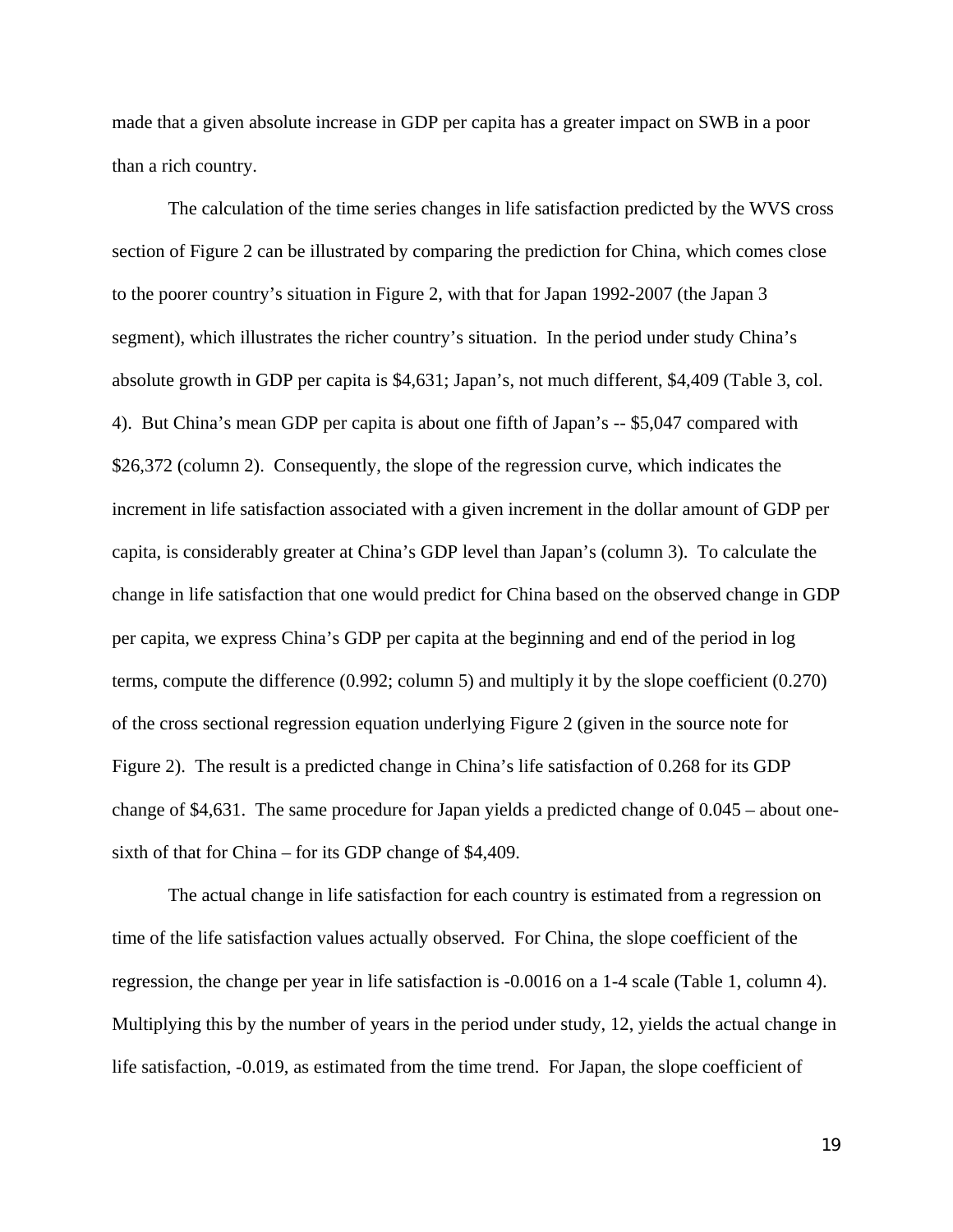made that a given absolute increase in GDP per capita has a greater impact on SWB in a poor than a rich country.

The calculation of the time series changes in life satisfaction predicted by the WVS cross section of Figure 2 can be illustrated by comparing the prediction for China, which comes close to the poorer country's situation in Figure 2, with that for Japan 1992-2007 (the Japan 3 segment), which illustrates the richer country's situation. In the period under study China's absolute growth in GDP per capita is $4,631; Japan's, not much different, $4,409 (Table 3, col. 4). But China's mean GDP per capita is about one fifth of Japan's -- $5,047 compared with $26,372 (column 2). Consequently, the slope of the regression curve, which indicates the increment in life satisfaction associated with a given increment in the dollar amount of GDP per capita, is considerably greater at China's GDP level than Japan's (column 3). To calculate the change in life satisfaction that one would predict for China based on the observed change in GDP per capita, we express China's GDP per capita at the beginning and end of the period in log terms, compute the difference (0.992; column 5) and multiply it by the slope coefficient (0.270) of the cross sectional regression equation underlying Figure 2 (given in the source note for Figure 2). The result is a predicted change in China's life satisfaction of 0.268 for its GDP change of $4,631. The same procedure for Japan yields a predicted change of 0.045 – about one-sixth of that for China – for its GDP change of $4,409.

The actual change in life satisfaction for each country is estimated from a regression on time of the life satisfaction values actually observed. For China, the slope coefficient of the regression, the change per year in life satisfaction is -0.0016 on a 1-4 scale (Table 1, column 4). Multiplying this by the number of years in the period under study, 12, yields the actual change in life satisfaction, -0.019, as estimated from the time trend. For Japan, the slope coefficient of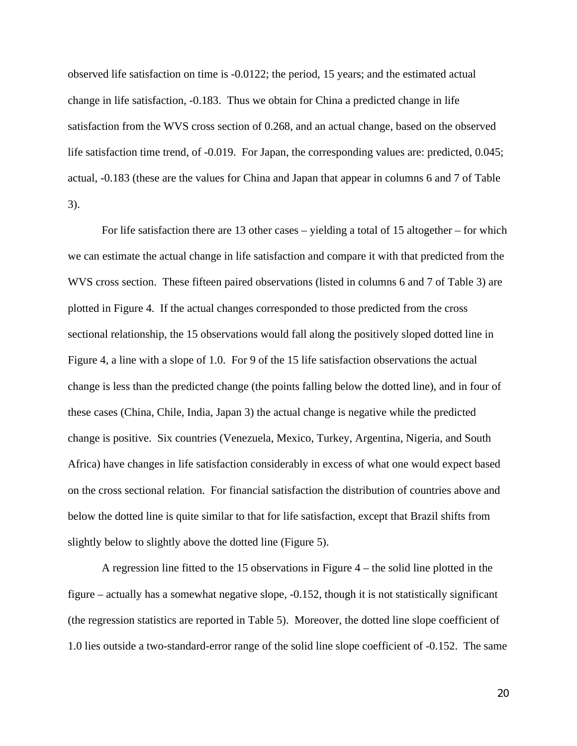observed life satisfaction on time is -0.0122; the period, 15 years; and the estimated actual change in life satisfaction, -0.183. Thus we obtain for China a predicted change in life satisfaction from the WVS cross section of 0.268, and an actual change, based on the observed life satisfaction time trend, of -0.019. For Japan, the corresponding values are: predicted, 0.045; actual, -0.183 (these are the values for China and Japan that appear in columns 6 and 7 of Table 3).

For life satisfaction there are 13 other cases – yielding a total of 15 altogether – for which we can estimate the actual change in life satisfaction and compare it with that predicted from the WVS cross section. These fifteen paired observations (listed in columns 6 and 7 of Table 3) are plotted in Figure 4. If the actual changes corresponded to those predicted from the cross sectional relationship, the 15 observations would fall along the positively sloped dotted line in Figure 4, a line with a slope of 1.0. For 9 of the 15 life satisfaction observations the actual change is less than the predicted change (the points falling below the dotted line), and in four of these cases (China, Chile, India, Japan 3) the actual change is negative while the predicted change is positive. Six countries (Venezuela, Mexico, Turkey, Argentina, Nigeria, and South Africa) have changes in life satisfaction considerably in excess of what one would expect based on the cross sectional relation. For financial satisfaction the distribution of countries above and below the dotted line is quite similar to that for life satisfaction, except that Brazil shifts from slightly below to slightly above the dotted line (Figure 5).

A regression line fitted to the 15 observations in Figure 4 – the solid line plotted in the figure – actually has a somewhat negative slope, -0.152, though it is not statistically significant (the regression statistics are reported in Table 5). Moreover, the dotted line slope coefficient of 1.0 lies outside a two-standard-error range of the solid line slope coefficient of -0.152. The same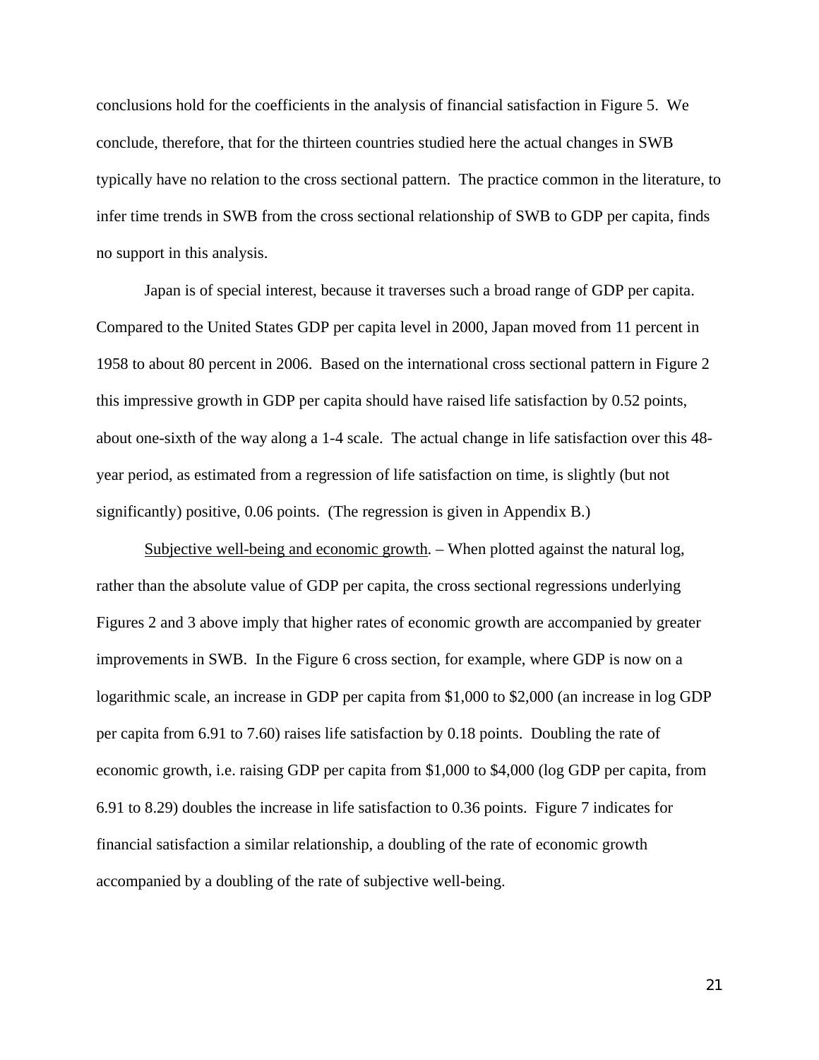conclusions hold for the coefficients in the analysis of financial satisfaction in Figure 5. We conclude, therefore, that for the thirteen countries studied here the actual changes in SWB typically have no relation to the cross sectional pattern. The practice common in the literature, to infer time trends in SWB from the cross sectional relationship of SWB to GDP per capita, finds no support in this analysis.

Japan is of special interest, because it traverses such a broad range of GDP per capita. Compared to the United States GDP per capita level in 2000, Japan moved from 11 percent in 1958 to about 80 percent in 2006. Based on the international cross sectional pattern in Figure 2 this impressive growth in GDP per capita should have raised life satisfaction by 0.52 points, about one-sixth of the way along a 1-4 scale. The actual change in life satisfaction over this 48-year period, as estimated from a regression of life satisfaction on time, is slightly (but not significantly) positive, 0.06 points. (The regression is given in Appendix B.)

<u>Subjective well-being and economic growth</u>. – When plotted against the natural log, rather than the absolute value of GDP per capita, the cross sectional regressions underlying Figures 2 and 3 above imply that higher rates of economic growth are accompanied by greater improvements in SWB. In the Figure 6 cross section, for example, where GDP is now on a logarithmic scale, an increase in GDP per capita from $1,000 to $2,000 (an increase in log GDP per capita from 6.91 to 7.60) raises life satisfaction by 0.18 points. Doubling the rate of economic growth, i.e. raising GDP per capita from $1,000 to $4,000 (log GDP per capita, from 6.91 to 8.29) doubles the increase in life satisfaction to 0.36 points. Figure 7 indicates for financial satisfaction a similar relationship, a doubling of the rate of economic growth accompanied by a doubling of the rate of subjective well-being.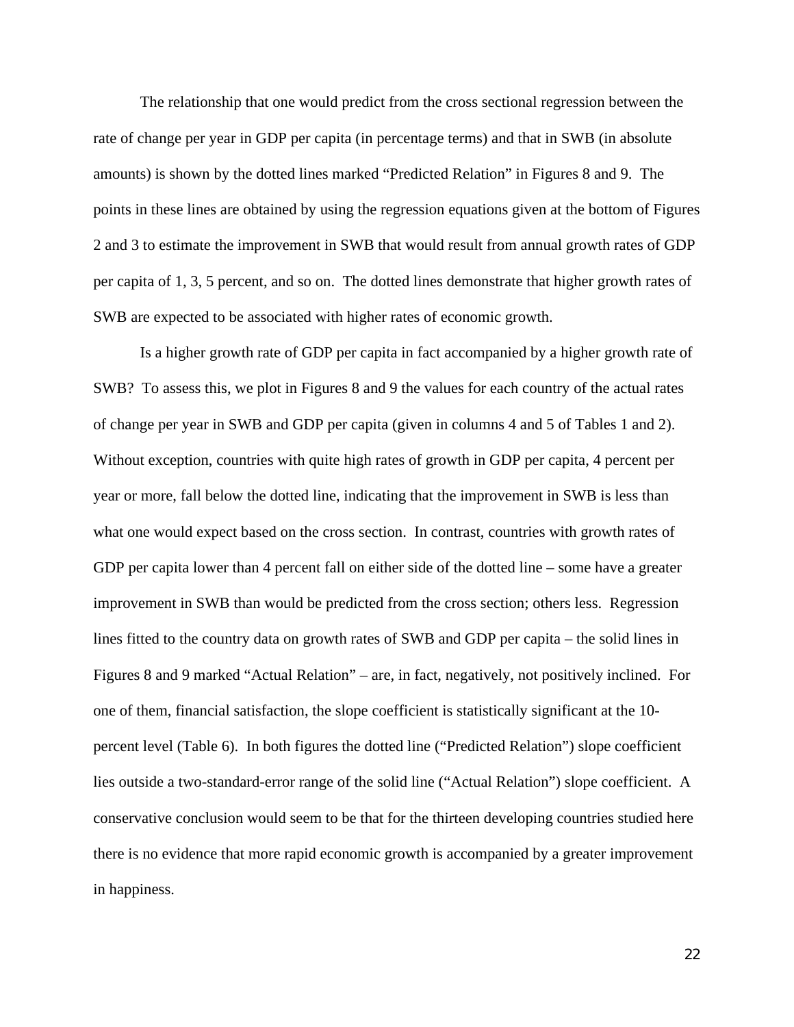The relationship that one would predict from the cross sectional regression between the rate of change per year in GDP per capita (in percentage terms) and that in SWB (in absolute amounts) is shown by the dotted lines marked "Predicted Relation" in Figures 8 and 9. The points in these lines are obtained by using the regression equations given at the bottom of Figures 2 and 3 to estimate the improvement in SWB that would result from annual growth rates of GDP per capita of 1, 3, 5 percent, and so on. The dotted lines demonstrate that higher growth rates of SWB are expected to be associated with higher rates of economic growth.

Is a higher growth rate of GDP per capita in fact accompanied by a higher growth rate of SWB? To assess this, we plot in Figures 8 and 9 the values for each country of the actual rates of change per year in SWB and GDP per capita (given in columns 4 and 5 of Tables 1 and 2). Without exception, countries with quite high rates of growth in GDP per capita, 4 percent per year or more, fall below the dotted line, indicating that the improvement in SWB is less than what one would expect based on the cross section. In contrast, countries with growth rates of GDP per capita lower than 4 percent fall on either side of the dotted line – some have a greater improvement in SWB than would be predicted from the cross section; others less. Regression lines fitted to the country data on growth rates of SWB and GDP per capita – the solid lines in Figures 8 and 9 marked "Actual Relation" – are, in fact, negatively, not positively inclined. For one of them, financial satisfaction, the slope coefficient is statistically significant at the 10-percent level (Table 6). In both figures the dotted line ("Predicted Relation") slope coefficient lies outside a two-standard-error range of the solid line ("Actual Relation") slope coefficient. A conservative conclusion would seem to be that for the thirteen developing countries studied here there is no evidence that more rapid economic growth is accompanied by a greater improvement in happiness.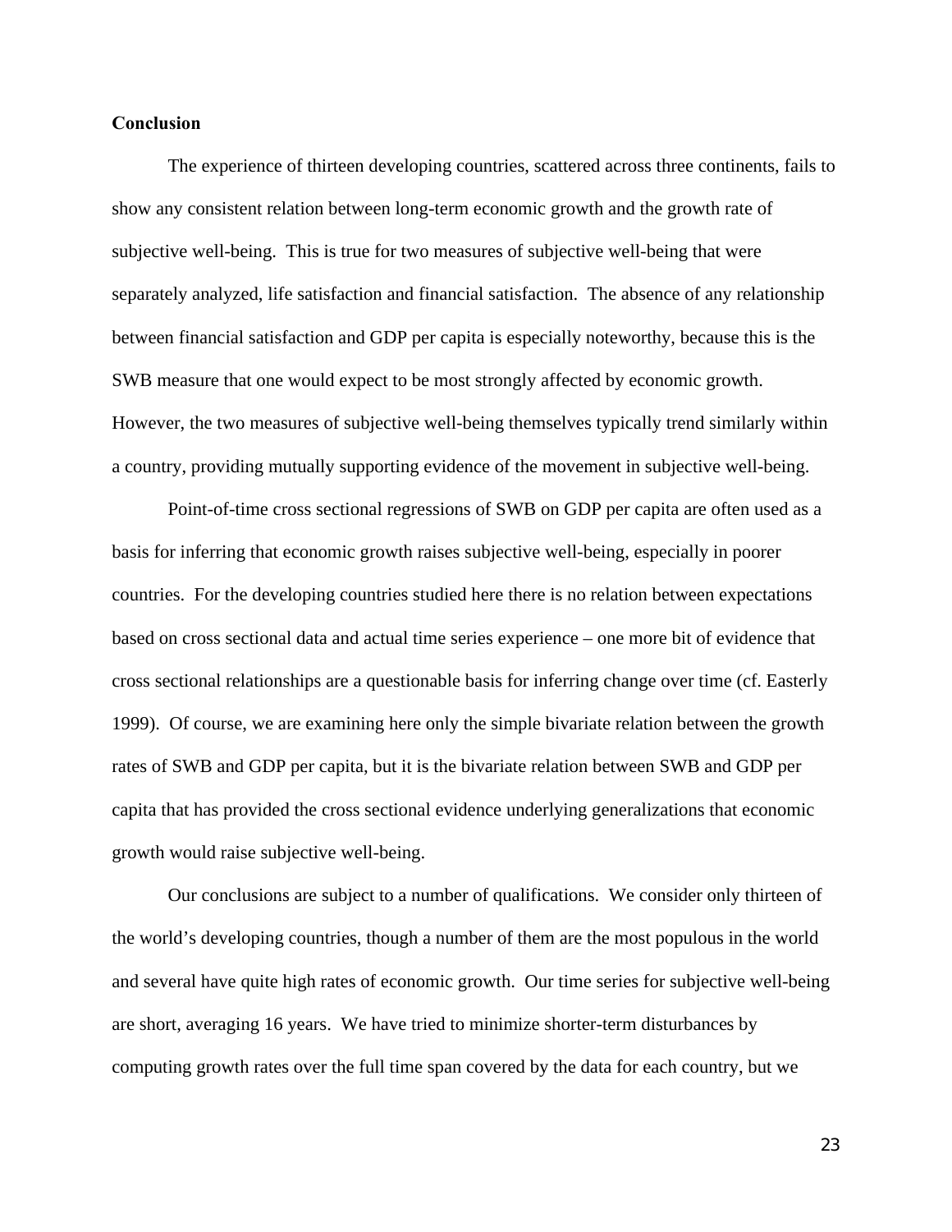## Conclusion

The experience of thirteen developing countries, scattered across three continents, fails to show any consistent relation between long-term economic growth and the growth rate of subjective well-being. This is true for two measures of subjective well-being that were separately analyzed, life satisfaction and financial satisfaction. The absence of any relationship between financial satisfaction and GDP per capita is especially noteworthy, because this is the SWB measure that one would expect to be most strongly affected by economic growth. However, the two measures of subjective well-being themselves typically trend similarly within a country, providing mutually supporting evidence of the movement in subjective well-being.

Point-of-time cross sectional regressions of SWB on GDP per capita are often used as a basis for inferring that economic growth raises subjective well-being, especially in poorer countries. For the developing countries studied here there is no relation between expectations based on cross sectional data and actual time series experience – one more bit of evidence that cross sectional relationships are a questionable basis for inferring change over time (cf. Easterly 1999). Of course, we are examining here only the simple bivariate relation between the growth rates of SWB and GDP per capita, but it is the bivariate relation between SWB and GDP per capita that has provided the cross sectional evidence underlying generalizations that economic growth would raise subjective well-being.

Our conclusions are subject to a number of qualifications. We consider only thirteen of the world's developing countries, though a number of them are the most populous in the world and several have quite high rates of economic growth. Our time series for subjective well-being are short, averaging 16 years. We have tried to minimize shorter-term disturbances by computing growth rates over the full time span covered by the data for each country, but we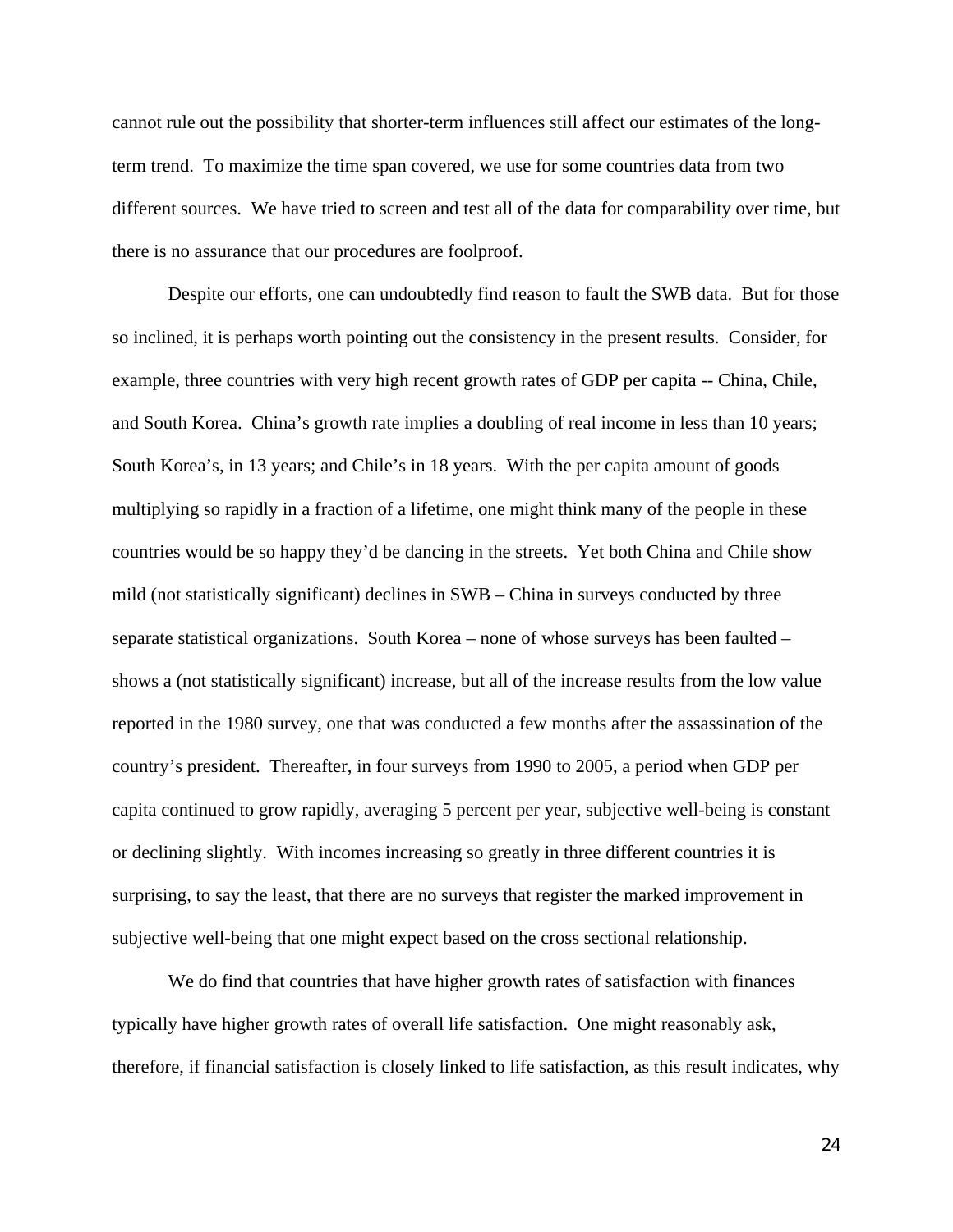cannot rule out the possibility that shorter-term influences still affect our estimates of the long-term trend. To maximize the time span covered, we use for some countries data from two different sources. We have tried to screen and test all of the data for comparability over time, but there is no assurance that our procedures are foolproof.

Despite our efforts, one can undoubtedly find reason to fault the SWB data. But for those so inclined, it is perhaps worth pointing out the consistency in the present results. Consider, for example, three countries with very high recent growth rates of GDP per capita -- China, Chile, and South Korea. China's growth rate implies a doubling of real income in less than 10 years; South Korea's, in 13 years; and Chile's in 18 years. With the per capita amount of goods multiplying so rapidly in a fraction of a lifetime, one might think many of the people in these countries would be so happy they'd be dancing in the streets. Yet both China and Chile show mild (not statistically significant) declines in SWB – China in surveys conducted by three separate statistical organizations. South Korea – none of whose surveys has been faulted – shows a (not statistically significant) increase, but all of the increase results from the low value reported in the 1980 survey, one that was conducted a few months after the assassination of the country's president. Thereafter, in four surveys from 1990 to 2005, a period when GDP per capita continued to grow rapidly, averaging 5 percent per year, subjective well-being is constant or declining slightly. With incomes increasing so greatly in three different countries it is surprising, to say the least, that there are no surveys that register the marked improvement in subjective well-being that one might expect based on the cross sectional relationship.

We do find that countries that have higher growth rates of satisfaction with finances typically have higher growth rates of overall life satisfaction. One might reasonably ask, therefore, if financial satisfaction is closely linked to life satisfaction, as this result indicates, why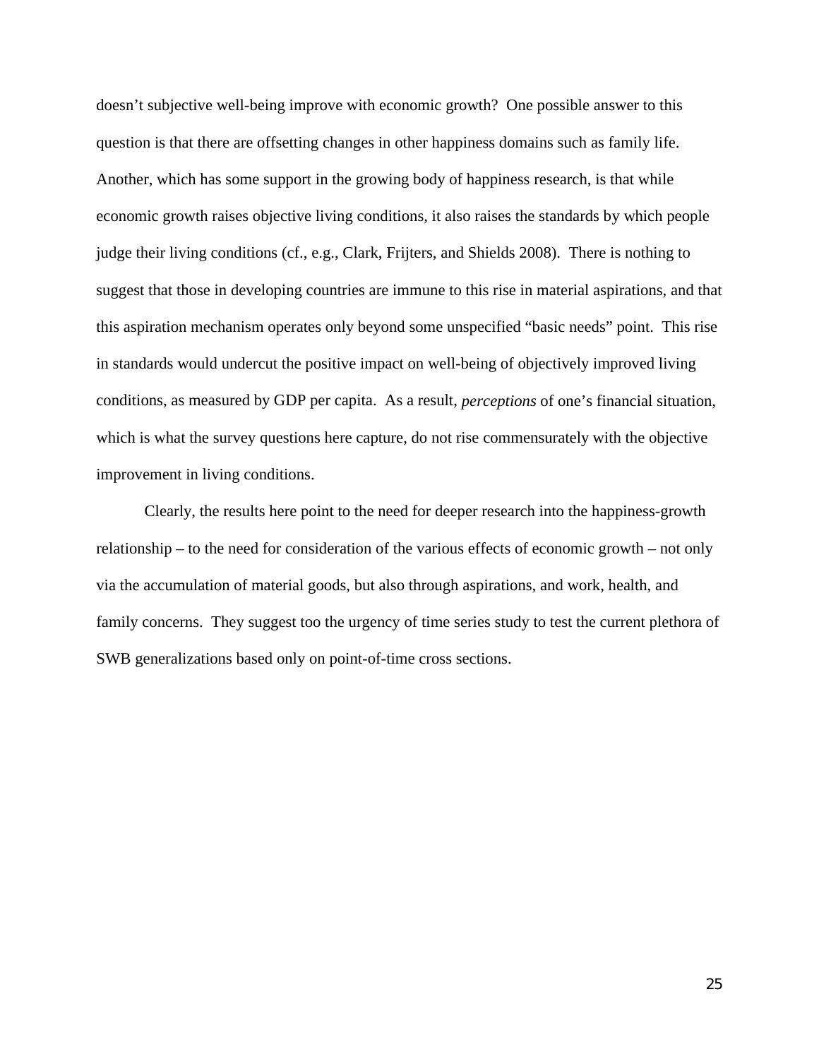doesn't subjective well-being improve with economic growth? One possible answer to this question is that there are offsetting changes in other happiness domains such as family life. Another, which has some support in the growing body of happiness research, is that while economic growth raises objective living conditions, it also raises the standards by which people judge their living conditions (cf., e.g., Clark, Frijters, and Shields 2008). There is nothing to suggest that those in developing countries are immune to this rise in material aspirations, and that this aspiration mechanism operates only beyond some unspecified "basic needs" point. This rise in standards would undercut the positive impact on well-being of objectively improved living conditions, as measured by GDP per capita. As a result, *perceptions* of one's financial situation, which is what the survey questions here capture, do not rise commensurately with the objective improvement in living conditions.

Clearly, the results here point to the need for deeper research into the happiness-growth relationship – to the need for consideration of the various effects of economic growth – not only via the accumulation of material goods, but also through aspirations, and work, health, and family concerns. They suggest too the urgency of time series study to test the current plethora of SWB generalizations based only on point-of-time cross sections.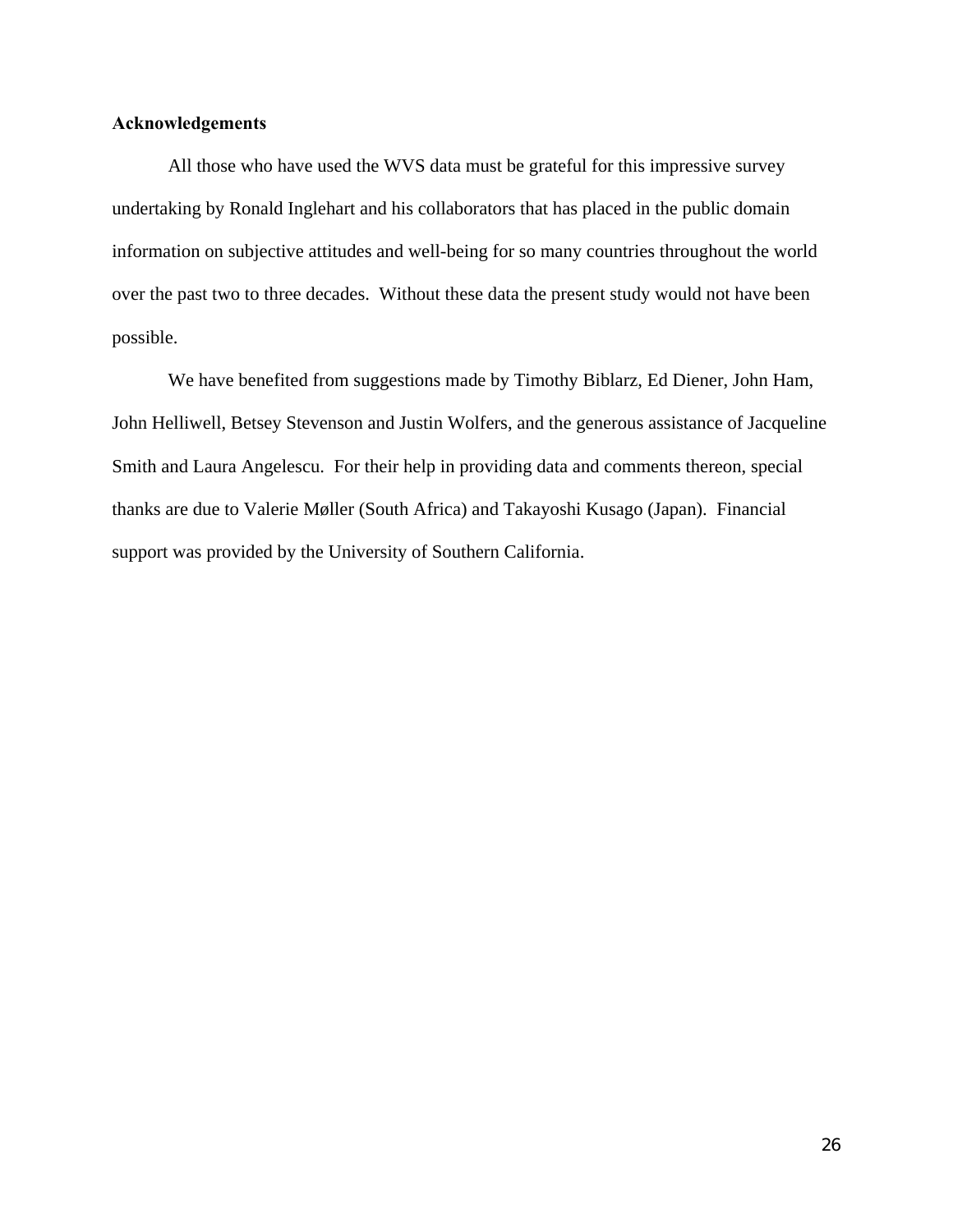## Acknowledgements

All those who have used the WVS data must be grateful for this impressive survey undertaking by Ronald Inglehart and his collaborators that has placed in the public domain information on subjective attitudes and well-being for so many countries throughout the world over the past two to three decades. Without these data the present study would not have been possible.

We have benefited from suggestions made by Timothy Biblarz, Ed Diener, John Ham, John Helliwell, Betsey Stevenson and Justin Wolfers, and the generous assistance of Jacqueline Smith and Laura Angelescu. For their help in providing data and comments thereon, special thanks are due to Valerie Møller (South Africa) and Takayoshi Kusago (Japan). Financial support was provided by the University of Southern California.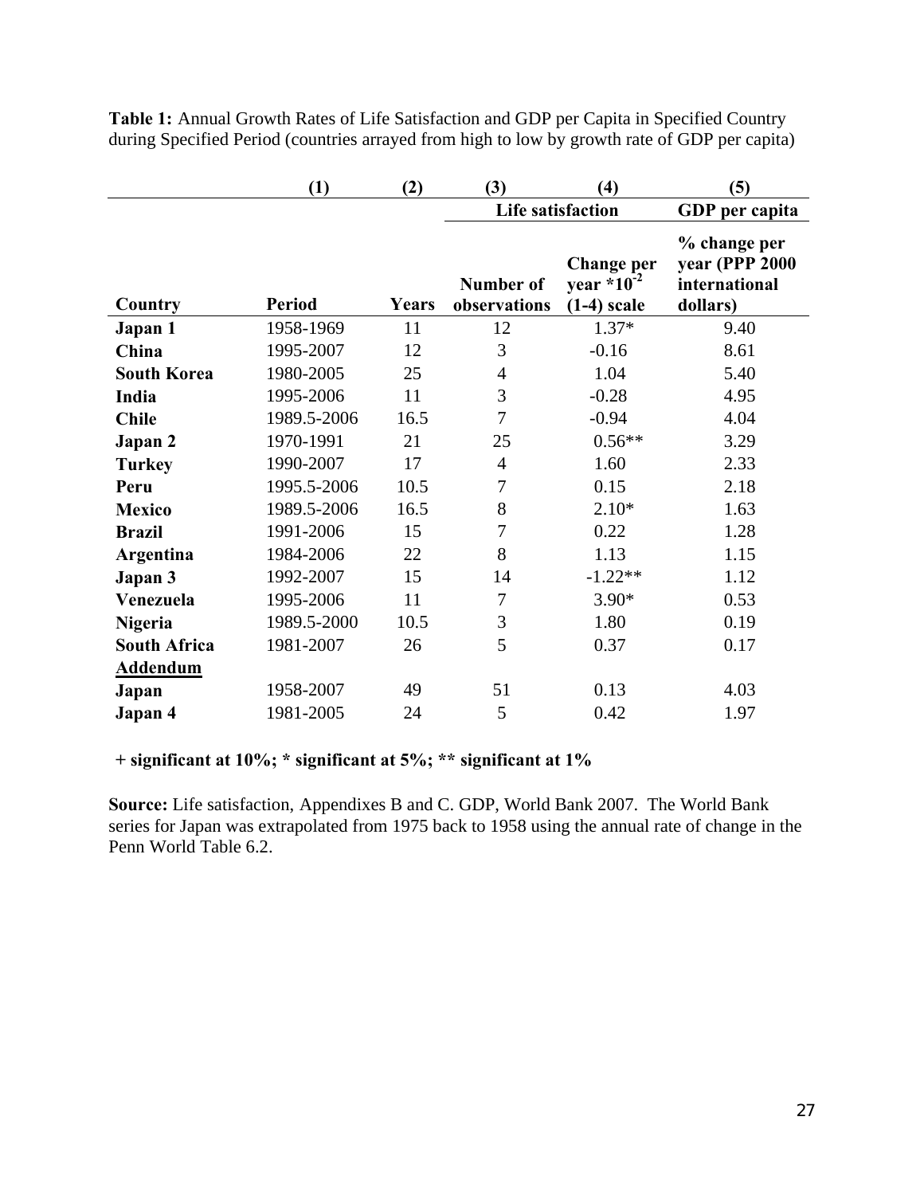**Table 1:** Annual Growth Rates of Life Satisfaction and GDP per Capita in Specified Country during Specified Period (countries arrayed from high to low by growth rate of GDP per capita)

| | (1) | (2) | (3) | (4) | (5) |
|---|---|---|---|---|---|
| | | | Life satisfaction | | GDP per capita |
| Country | Period | Years | Number of observations | Change per year $*10^{-2}$ (1-4) scale | % change per year (PPP 2000 international dollars) |
| **Japan 1** | 1958-1969 | 11 | 12 | 1.37* | 9.40 |
| **China** | 1995-2007 | 12 | 3 | -0.16 | 8.61 |
| **South Korea** | 1980-2005 | 25 | 4 | 1.04 | 5.40 |
| **India** | 1995-2006 | 11 | 3 | -0.28 | 4.95 |
| **Chile** | 1989.5-2006 | 16.5 | 7 | -0.94 | 4.04 |
| **Japan 2** | 1970-1991 | 21 | 25 | 0.56** | 3.29 |
| **Turkey** | 1990-2007 | 17 | 4 | 1.60 | 2.33 |
| **Peru** | 1995.5-2006 | 10.5 | 7 | 0.15 | 2.18 |
| **Mexico** | 1989.5-2006 | 16.5 | 8 | 2.10* | 1.63 |
| **Brazil** | 1991-2006 | 15 | 7 | 0.22 | 1.28 |
| **Argentina** | 1984-2006 | 22 | 8 | 1.13 | 1.15 |
| **Japan 3** | 1992-2007 | 15 | 14 | -1.22** | 1.12 |
| **Venezuela** | 1995-2006 | 11 | 7 | 3.90* | 0.53 |
| **Nigeria** | 1989.5-2000 | 10.5 | 3 | 1.80 | 0.19 |
| **South Africa** | 1981-2007 | 26 | 5 | 0.37 | 0.17 |
| **Addendum** | | | | | |
| **Japan** | 1958-2007 | 49 | 51 | 0.13 | 4.03 |
| **Japan 4** | 1981-2005 | 24 | 5 | 0.42 | 1.97 |

**+ significant at 10%; * significant at 5%; ** significant at 1%**

**Source:** Life satisfaction, Appendixes B and C. GDP, World Bank 2007. The World Bank series for Japan was extrapolated from 1975 back to 1958 using the annual rate of change in the Penn World Table 6.2.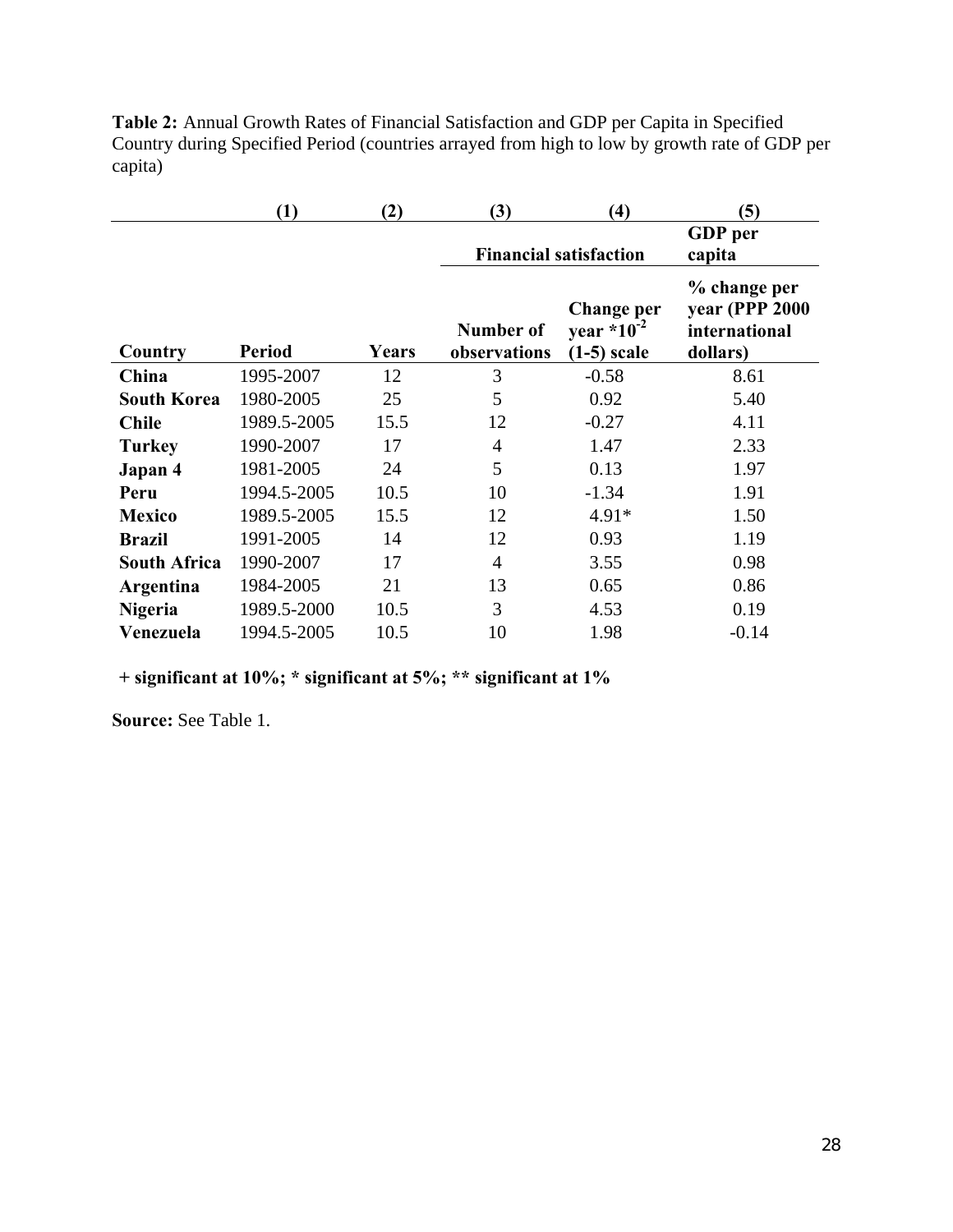**Table 2:** Annual Growth Rates of Financial Satisfaction and GDP per Capita in Specified Country during Specified Period (countries arrayed from high to low by growth rate of GDP per capita)

| (1) | | (2) | (3) | (4) | (5) |
|---|---|---|---|---|---|
| | | | **Financial satisfaction** | | **GDP per capita** |
| **Country** | **Period** | **Years** | **Number of observations** | **Change per year $*10^{-2}$ (1-5) scale** | **% change per year (PPP 2000 international dollars)** |
| **China** | 1995-2007 | 12 | 3 | -0.58 | 8.61 |
| **South Korea** | 1980-2005 | 25 | 5 | 0.92 | 5.40 |
| **Chile** | 1989.5-2005 | 15.5 | 12 | -0.27 | 4.11 |
| **Turkey** | 1990-2007 | 17 | 4 | 1.47 | 2.33 |
| **Japan 4** | 1981-2005 | 24 | 5 | 0.13 | 1.97 |
| **Peru** | 1994.5-2005 | 10.5 | 10 | -1.34 | 1.91 |
| **Mexico** | 1989.5-2005 | 15.5 | 12 | 4.91* | 1.50 |
| **Brazil** | 1991-2005 | 14 | 12 | 0.93 | 1.19 |
| **South Africa** | 1990-2007 | 17 | 4 | 3.55 | 0.98 |
| **Argentina** | 1984-2005 | 21 | 13 | 0.65 | 0.86 |
| **Nigeria** | 1989.5-2000 | 10.5 | 3 | 4.53 | 0.19 |
| **Venezuela** | 1994.5-2005 | 10.5 | 10 | 1.98 | -0.14 |

**+ significant at 10%; * significant at 5%; ** significant at 1%**

**Source:** See Table 1.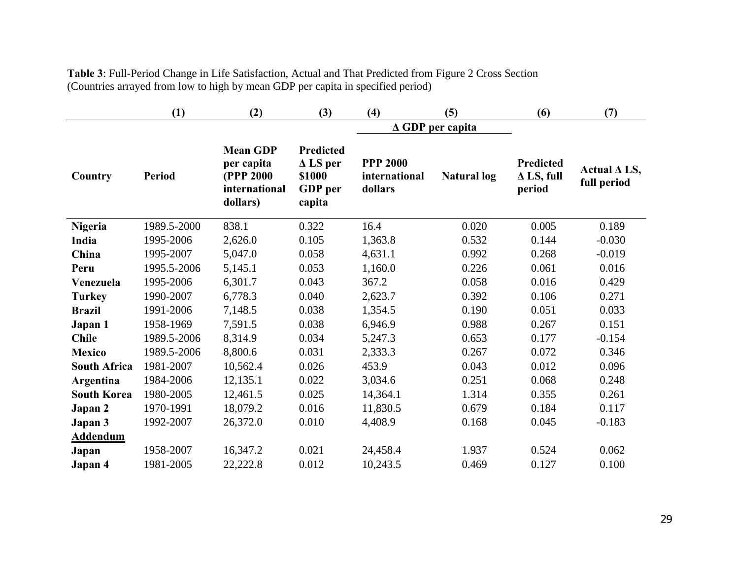**Table 3**: Full-Period Change in Life Satisfaction, Actual and That Predicted from Figure 2 Cross Section
(Countries arrayed from low to high by mean GDP per capita in specified period)

| | (1) | (2) | (3) | (4) | (5) | (6) | (7) |
|---|---|---|---|---|---|---|---|
| | | | | Δ GDP per capita | | | |
| **Country** | **Period** | **Mean GDP per capita (PPP 2000 international dollars)** | **Predicted Δ LS per \$1000 GDP per capita** | **PPP 2000 international dollars** | **Natural log** | **Predicted Δ LS, full period** | **Actual Δ LS, full period** |
| **Nigeria** | 1989.5-2000 | 838.1 | 0.322 | 16.4 | 0.020 | 0.005 | 0.189 |
| **India** | 1995-2006 | 2,626.0 | 0.105 | 1,363.8 | 0.532 | 0.144 | -0.030 |
| **China** | 1995-2007 | 5,047.0 | 0.058 | 4,631.1 | 0.992 | 0.268 | -0.019 |
| **Peru** | 1995.5-2006 | 5,145.1 | 0.053 | 1,160.0 | 0.226 | 0.061 | 0.016 |
| **Venezuela** | 1995-2006 | 6,301.7 | 0.043 | 367.2 | 0.058 | 0.016 | 0.429 |
| **Turkey** | 1990-2007 | 6,778.3 | 0.040 | 2,623.7 | 0.392 | 0.106 | 0.271 |
| **Brazil** | 1991-2006 | 7,148.5 | 0.038 | 1,354.5 | 0.190 | 0.051 | 0.033 |
| **Japan 1** | 1958-1969 | 7,591.5 | 0.038 | 6,946.9 | 0.988 | 0.267 | 0.151 |
| **Chile** | 1989.5-2006 | 8,314.9 | 0.034 | 5,247.3 | 0.653 | 0.177 | -0.154 |
| **Mexico** | 1989.5-2006 | 8,800.6 | 0.031 | 2,333.3 | 0.267 | 0.072 | 0.346 |
| **South Africa** | 1981-2007 | 10,562.4 | 0.026 | 453.9 | 0.043 | 0.012 | 0.096 |
| **Argentina** | 1984-2006 | 12,135.1 | 0.022 | 3,034.6 | 0.251 | 0.068 | 0.248 |
| **South Korea** | 1980-2005 | 12,461.5 | 0.025 | 14,364.1 | 1.314 | 0.355 | 0.261 |
| **Japan 2** | 1970-1991 | 18,079.2 | 0.016 | 11,830.5 | 0.679 | 0.184 | 0.117 |
| **Japan 3** | 1992-2007 | 26,372.0 | 0.010 | 4,408.9 | 0.168 | 0.045 | -0.183 |
| **Addendum** | | | | | | | |
| **Japan** | 1958-2007 | 16,347.2 | 0.021 | 24,458.4 | 1.937 | 0.524 | 0.062 |
| **Japan 4** | 1981-2005 | 22,222.8 | 0.012 | 10,243.5 | 0.469 | 0.127 | 0.100 |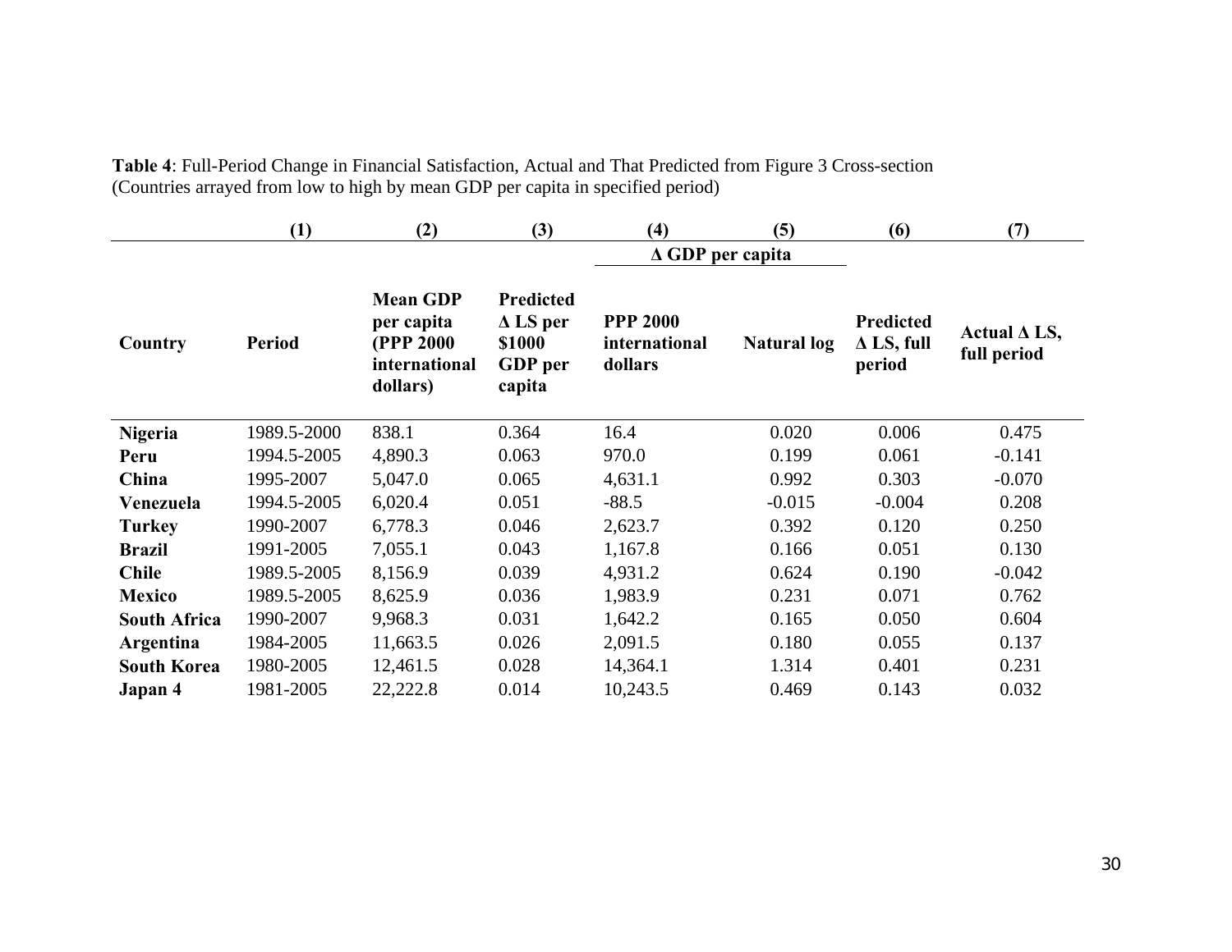**Table 4**: Full-Period Change in Financial Satisfaction, Actual and That Predicted from Figure 3 Cross-section
(Countries arrayed from low to high by mean GDP per capita in specified period)

| | (1) | (2) | (3) | (4) | (5) | (6) | (7) |
|---|---|---|---|---|---|---|---|
| | | | | Δ GDP per capita | | | |
| **Country** | **Period** | **Mean GDP per capita (PPP 2000 international dollars)** | **Predicted Δ LS per $1000 GDP per capita** | **PPP 2000 international dollars** | **Natural log** | **Predicted Δ LS, full period** | **Actual Δ LS, full period** |
| **Nigeria** | 1989.5-2000 | 838.1 | 0.364 | 16.4 | 0.020 | 0.006 | 0.475 |
| **Peru** | 1994.5-2005 | 4,890.3 | 0.063 | 970.0 | 0.199 | 0.061 | -0.141 |
| **China** | 1995-2007 | 5,047.0 | 0.065 | 4,631.1 | 0.992 | 0.303 | -0.070 |
| **Venezuela** | 1994.5-2005 | 6,020.4 | 0.051 | -88.5 | -0.015 | -0.004 | 0.208 |
| **Turkey** | 1990-2007 | 6,778.3 | 0.046 | 2,623.7 | 0.392 | 0.120 | 0.250 |
| **Brazil** | 1991-2005 | 7,055.1 | 0.043 | 1,167.8 | 0.166 | 0.051 | 0.130 |
| **Chile** | 1989.5-2005 | 8,156.9 | 0.039 | 4,931.2 | 0.624 | 0.190 | -0.042 |
| **Mexico** | 1989.5-2005 | 8,625.9 | 0.036 | 1,983.9 | 0.231 | 0.071 | 0.762 |
| **South Africa** | 1990-2007 | 9,968.3 | 0.031 | 1,642.2 | 0.165 | 0.050 | 0.604 |
| **Argentina** | 1984-2005 | 11,663.5 | 0.026 | 2,091.5 | 0.180 | 0.055 | 0.137 |
| **South Korea** | 1980-2005 | 12,461.5 | 0.028 | 14,364.1 | 1.314 | 0.401 | 0.231 |
| **Japan 4** | 1981-2005 | 22,222.8 | 0.014 | 10,243.5 | 0.469 | 0.143 | 0.032 |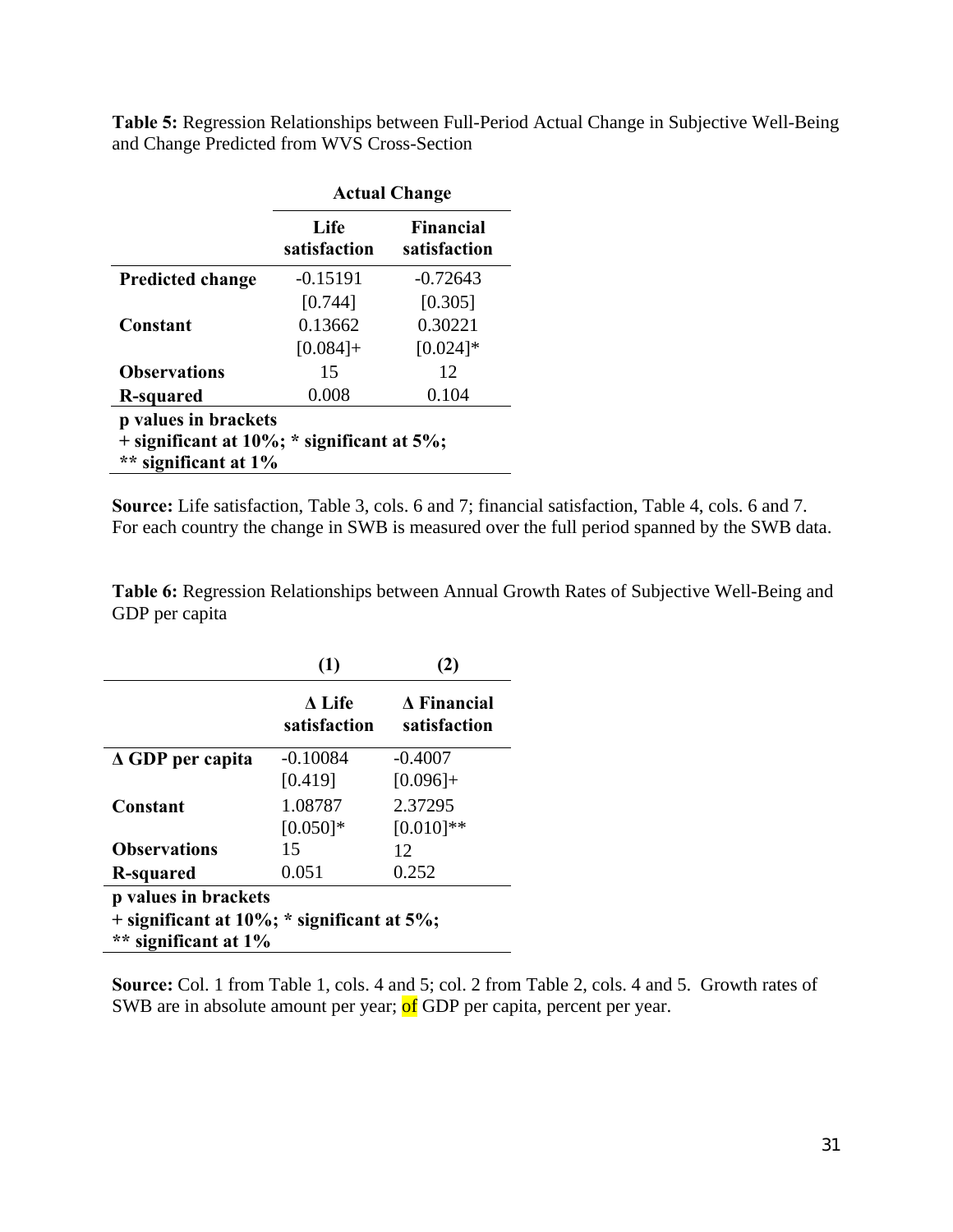**Table 5:** Regression Relationships between Full-Period Actual Change in Subjective Well-Being and Change Predicted from WVS Cross-Section

| | Actual Change | |
|---|---|---|
| | **Life satisfaction** | **Financial satisfaction** |
| **Predicted change** | -0.15191 | -0.72643 |
| | [0.744] | [0.305] |
| **Constant** | 0.13662 | 0.30221 |
| | [0.084]+ | [0.024]* |
| **Observations** | 15 | 12 |
| **R-squared** | 0.008 | 0.104 |

**p values in brackets**
**+ significant at 10%; * significant at 5%; ** significant at 1%**

**Source:** Life satisfaction, Table 3, cols. 6 and 7; financial satisfaction, Table 4, cols. 6 and 7. For each country the change in SWB is measured over the full period spanned by the SWB data.

**Table 6:** Regression Relationships between Annual Growth Rates of Subjective Well-Being and GDP per capita

| | (1) | (2) |
|---|---|---|
| | **Δ Life satisfaction** | **Δ Financial satisfaction** |
| **Δ GDP per capita** | -0.10084 | -0.4007 |
| | [0.419] | [0.096]+ |
| **Constant** | 1.08787 | 2.37295 |
| | [0.050]* | [0.010]** |
| **Observations** | 15 | 12 |
| **R-squared** | 0.051 | 0.252 |

**p values in brackets**
**+ significant at 10%; * significant at 5%; ** significant at 1%**

**Source:** Col. 1 from Table 1, cols. 4 and 5; col. 2 from Table 2, cols. 4 and 5. Growth rates of SWB are in absolute amount per year; of GDP per capita, percent per year.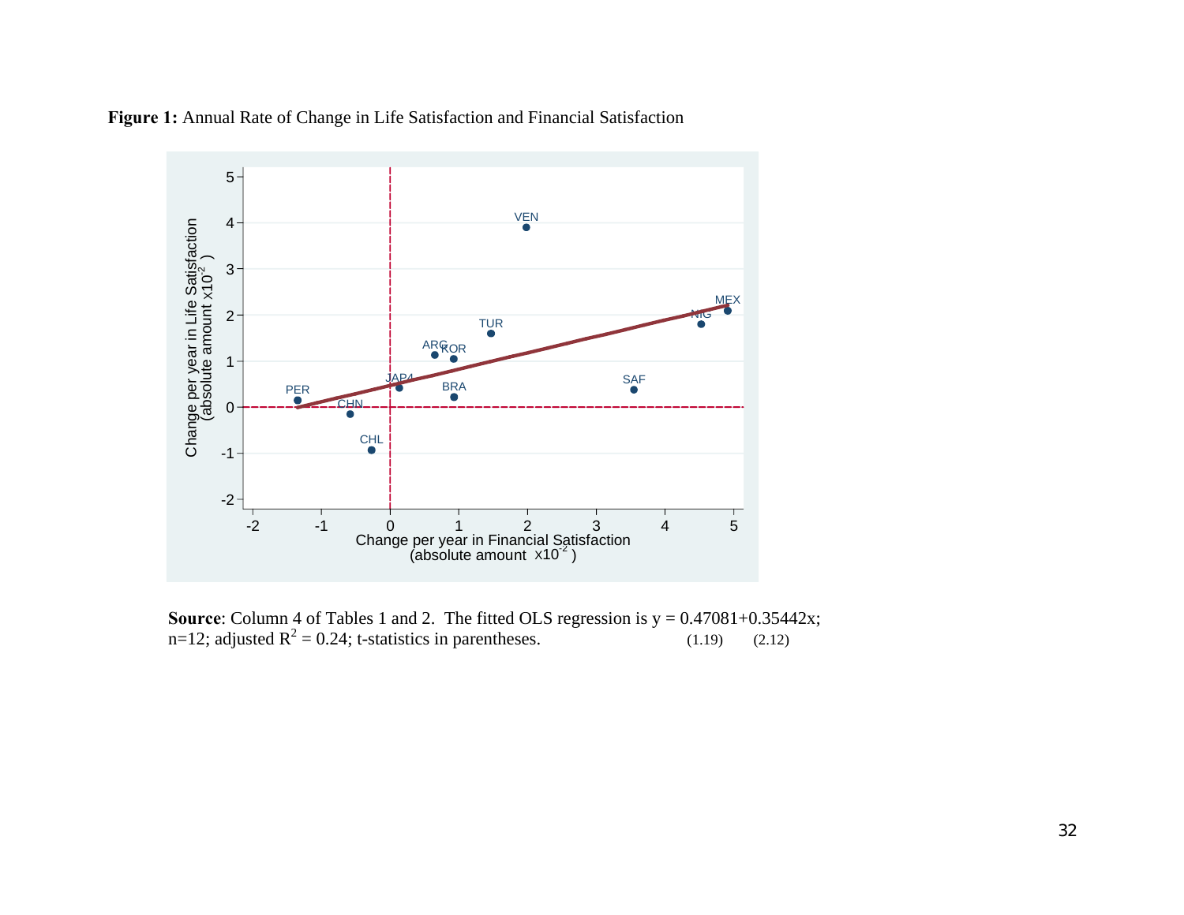**Figure 1:** Annual Rate of Change in Life Satisfaction and Financial Satisfaction

**Source**: Column 4 of Tables 1 and 2. The fitted OLS regression is $y = 0.47081 + 0.35442x$; n=12; adjusted $R^2 = 0.24$; t-statistics in parentheses. (1.19) (2.12)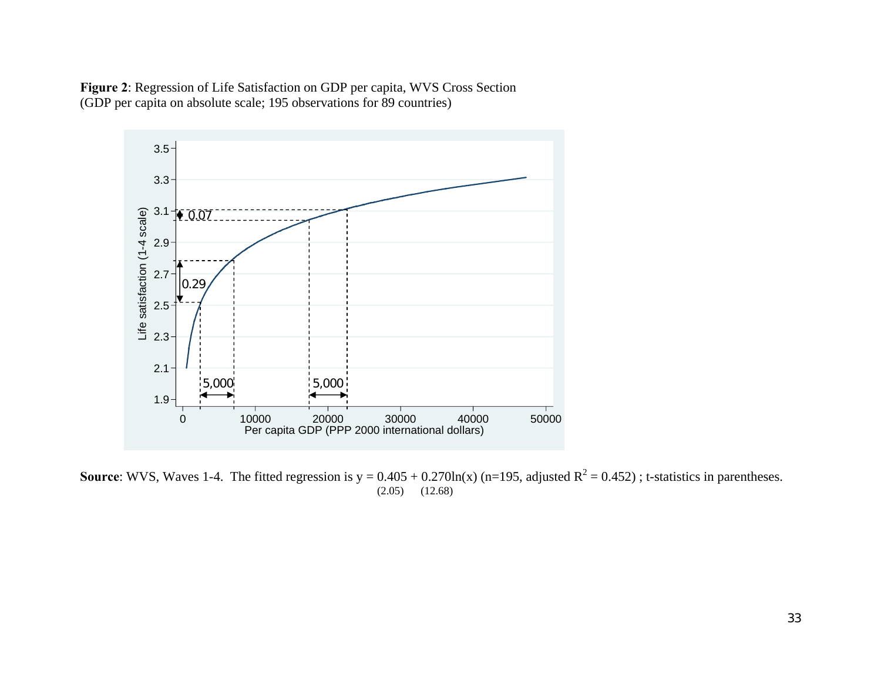**Figure 2**: Regression of Life Satisfaction on GDP per capita, WVS Cross Section
(GDP per capita on absolute scale; 195 observations for 89 countries)

**Source**: WVS, Waves 1-4. The fitted regression is $y = \underset{(2.05)}{0.405} + \underset{(12.68)}{0.270}\ln(x)$ (n=195, adjusted $R^2 = 0.452$) ; t-statistics in parentheses.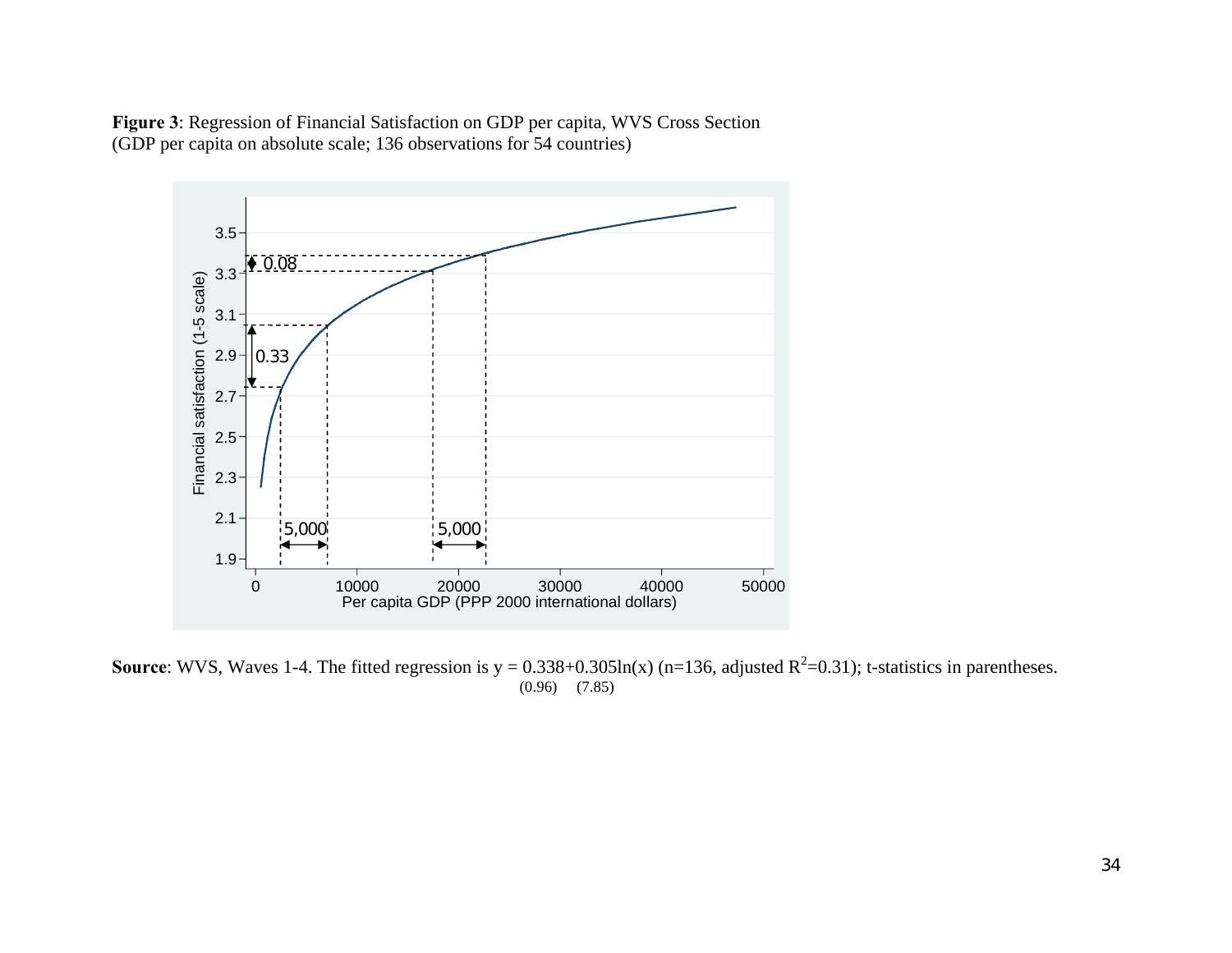**Figure 3**: Regression of Financial Satisfaction on GDP per capita, WVS Cross Section (GDP per capita on absolute scale; 136 observations for 54 countries)

**Source**: WVS, Waves 1-4. The fitted regression is $y = 0.338 + 0.305\ln(x)$ (n=136, adjusted $R^2$=0.31); t-statistics in parentheses.
(0.96) (7.85)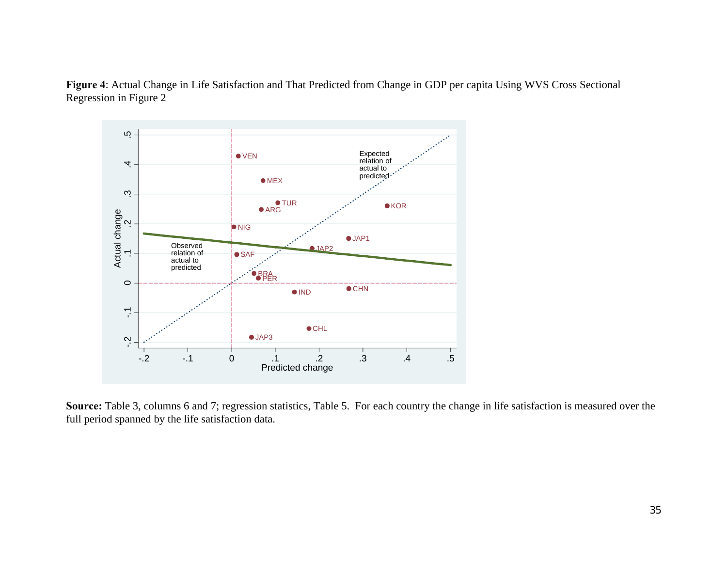**Figure 4**: Actual Change in Life Satisfaction and That Predicted from Change in GDP per capita Using WVS Cross Sectional Regression in Figure 2

**Source:** Table 3, columns 6 and 7; regression statistics, Table 5. For each country the change in life satisfaction is measured over the full period spanned by the life satisfaction data.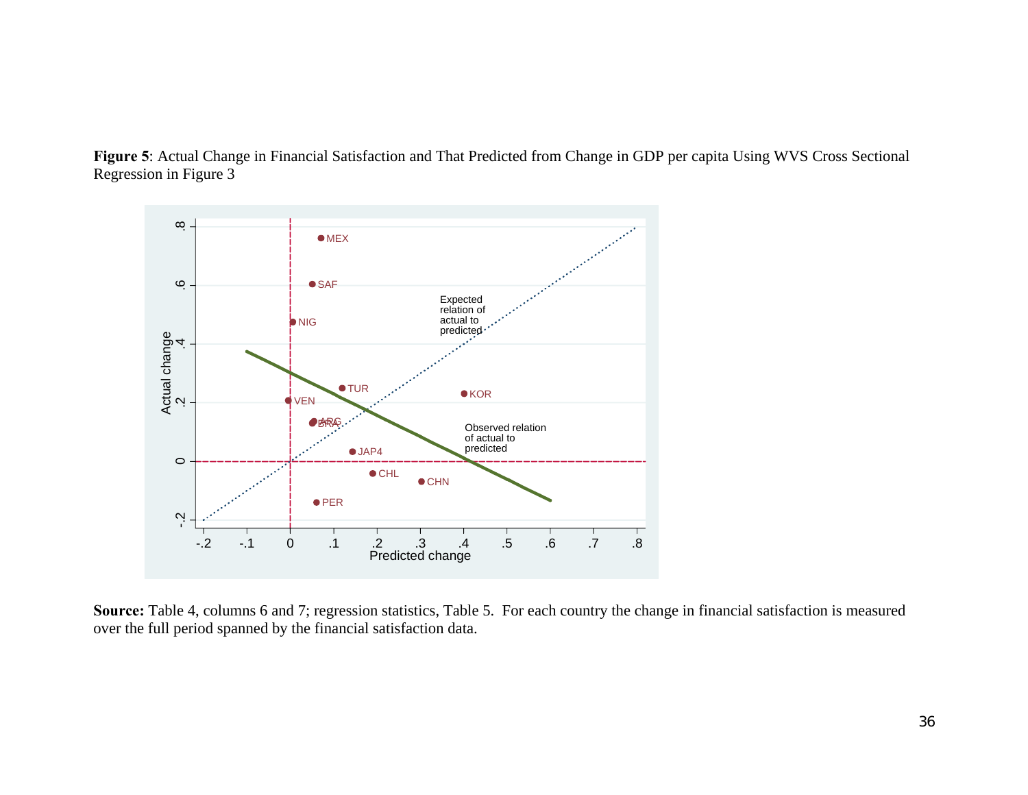**Figure 5**: Actual Change in Financial Satisfaction and That Predicted from Change in GDP per capita Using WVS Cross Sectional Regression in Figure 3

**Source:** Table 4, columns 6 and 7; regression statistics, Table 5. For each country the change in financial satisfaction is measured over the full period spanned by the financial satisfaction data.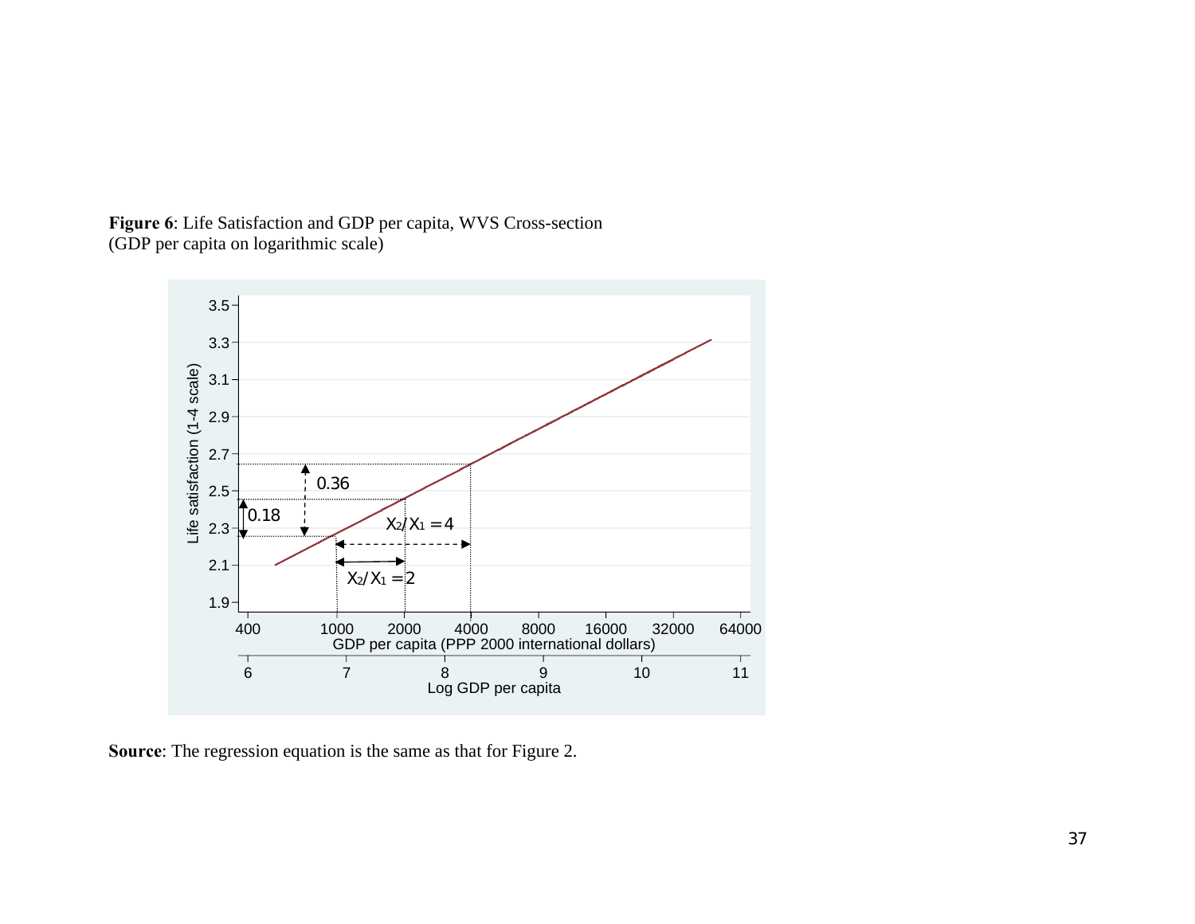**Figure 6**: Life Satisfaction and GDP per capita, WVS Cross-section
(GDP per capita on logarithmic scale)

**Source**: The regression equation is the same as that for Figure 2.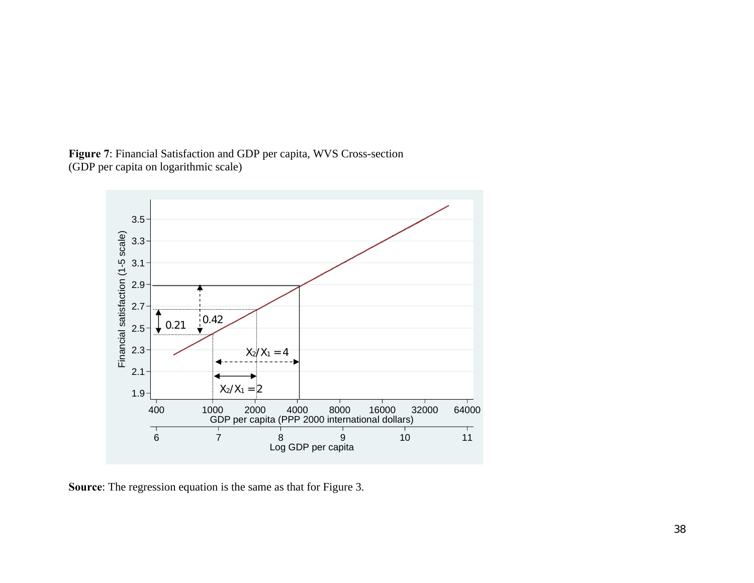**Figure 7**: Financial Satisfaction and GDP per capita, WVS Cross-section
(GDP per capita on logarithmic scale)

**Source**: The regression equation is the same as that for Figure 3.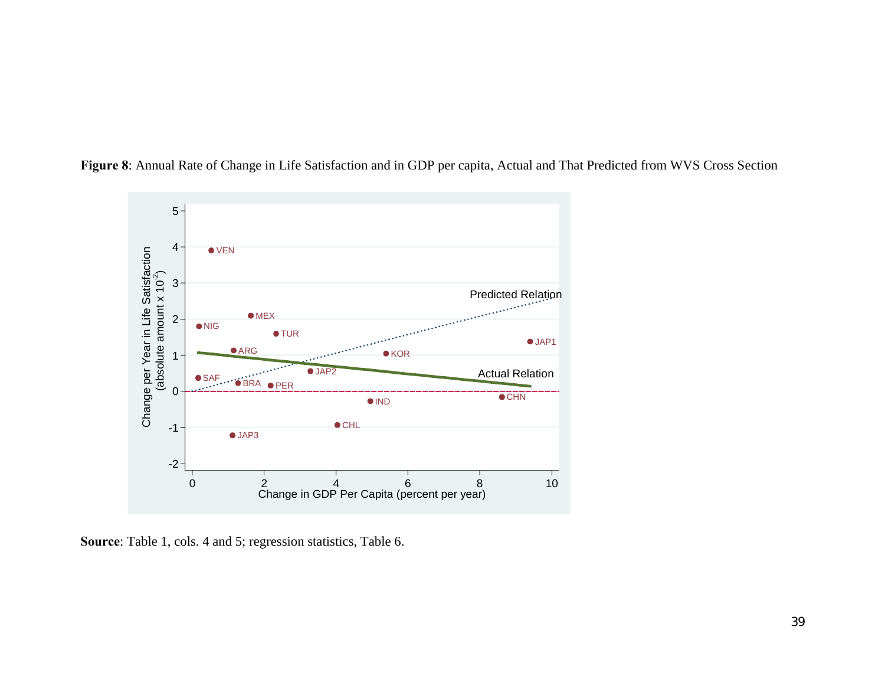**Figure 8**: Annual Rate of Change in Life Satisfaction and in GDP per capita, Actual and That Predicted from WVS Cross Section

**Source**: Table 1, cols. 4 and 5; regression statistics, Table 6.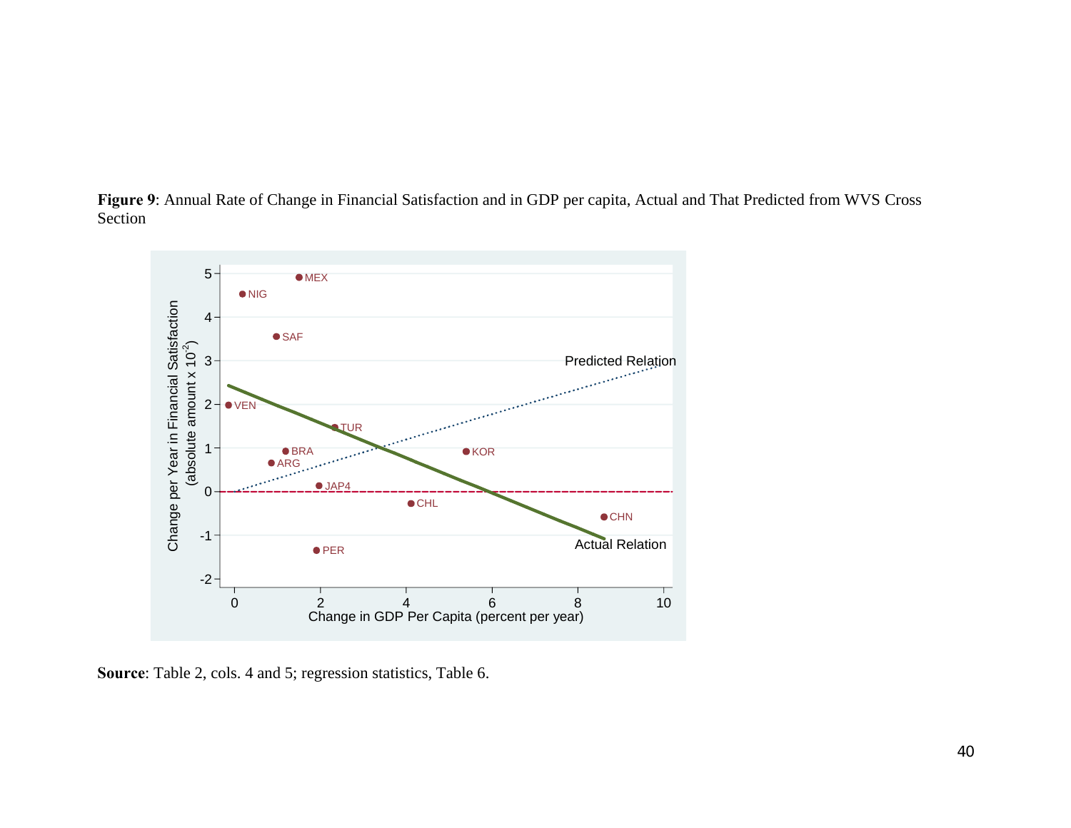**Figure 9**: Annual Rate of Change in Financial Satisfaction and in GDP per capita, Actual and That Predicted from WVS Cross Section

**Source**: Table 2, cols. 4 and 5; regression statistics, Table 6.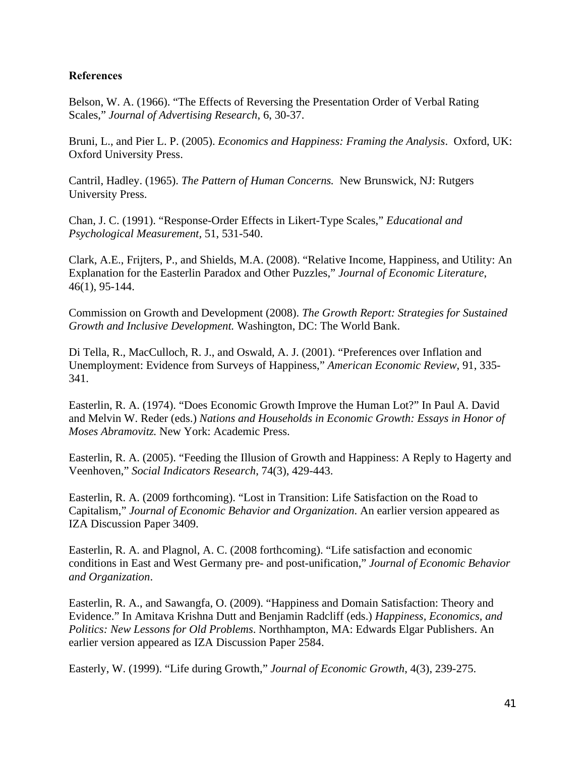**References**

Belson, W. A. (1966). "The Effects of Reversing the Presentation Order of Verbal Rating Scales," *Journal of Advertising Research*, 6, 30-37.

Bruni, L., and Pier L. P. (2005). *Economics and Happiness: Framing the Analysis*. Oxford, UK: Oxford University Press.

Cantril, Hadley. (1965). *The Pattern of Human Concerns.* New Brunswick, NJ: Rutgers University Press.

Chan, J. C. (1991). "Response-Order Effects in Likert-Type Scales," *Educational and Psychological Measurement*, 51, 531-540.

Clark, A.E., Frijters, P., and Shields, M.A. (2008). "Relative Income, Happiness, and Utility: An Explanation for the Easterlin Paradox and Other Puzzles," *Journal of Economic Literature*, 46(1), 95-144.

Commission on Growth and Development (2008). *The Growth Report: Strategies for Sustained Growth and Inclusive Development.* Washington, DC: The World Bank.

Di Tella, R., MacCulloch, R. J., and Oswald, A. J. (2001). "Preferences over Inflation and Unemployment: Evidence from Surveys of Happiness," *American Economic Review*, 91, 335-341.

Easterlin, R. A. (1974). "Does Economic Growth Improve the Human Lot?" In Paul A. David and Melvin W. Reder (eds.) *Nations and Households in Economic Growth: Essays in Honor of Moses Abramovitz.* New York: Academic Press.

Easterlin, R. A. (2005). "Feeding the Illusion of Growth and Happiness: A Reply to Hagerty and Veenhoven," *Social Indicators Research*, 74(3), 429-443.

Easterlin, R. A. (2009 forthcoming). "Lost in Transition: Life Satisfaction on the Road to Capitalism," *Journal of Economic Behavior and Organization.* An earlier version appeared as IZA Discussion Paper 3409.

Easterlin, R. A. and Plagnol, A. C. (2008 forthcoming). "Life satisfaction and economic conditions in East and West Germany pre- and post-unification," *Journal of Economic Behavior and Organization*.

Easterlin, R. A., and Sawangfa, O. (2009). "Happiness and Domain Satisfaction: Theory and Evidence." In Amitava Krishna Dutt and Benjamin Radcliff (eds.) *Happiness, Economics, and Politics: New Lessons for Old Problems*. Northhampton, MA: Edwards Elgar Publishers. An earlier version appeared as IZA Discussion Paper 2584.

Easterly, W. (1999). "Life during Growth," *Journal of Economic Growth*, 4(3), 239-275.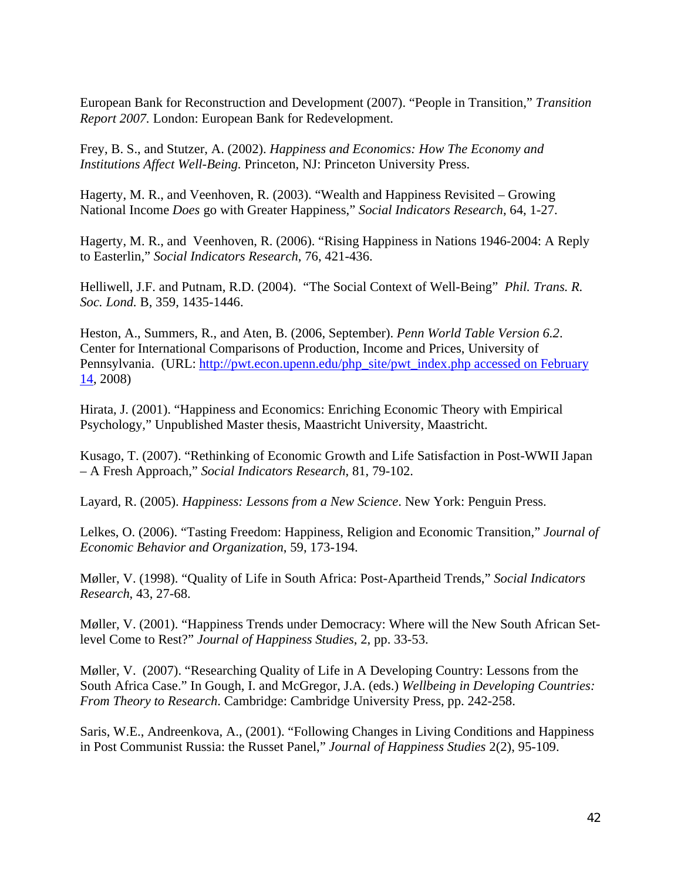European Bank for Reconstruction and Development (2007). “People in Transition,” *Transition Report 2007.* London: European Bank for Redevelopment.

Frey, B. S., and Stutzer, A. (2002). *Happiness and Economics: How The Economy and Institutions Affect Well-Being.* Princeton, NJ: Princeton University Press.

Hagerty, M. R., and Veenhoven, R. (2003). “Wealth and Happiness Revisited – Growing National Income *Does* go with Greater Happiness,” *Social Indicators Research*, 64, 1-27.

Hagerty, M. R., and Veenhoven, R. (2006). “Rising Happiness in Nations 1946-2004: A Reply to Easterlin,” *Social Indicators Research*, 76, 421-436.

Helliwell, J.F. and Putnam, R.D. (2004). “The Social Context of Well-Being” *Phil. Trans. R. Soc. Lond.* B, 359, 1435-1446.

Heston, A., Summers, R., and Aten, B. (2006, September). *Penn World Table Version 6.2*. Center for International Comparisons of Production, Income and Prices, University of Pennsylvania. (URL: http://pwt.econ.upenn.edu/php_site/pwt_index.php accessed on February 14, 2008)

Hirata, J. (2001). “Happiness and Economics: Enriching Economic Theory with Empirical Psychology,” Unpublished Master thesis, Maastricht University, Maastricht.

Kusago, T. (2007). “Rethinking of Economic Growth and Life Satisfaction in Post-WWII Japan – A Fresh Approach,” *Social Indicators Research*, 81, 79-102.

Layard, R. (2005). *Happiness: Lessons from a New Science*. New York: Penguin Press.

Lelkes, O. (2006). “Tasting Freedom: Happiness, Religion and Economic Transition,” *Journal of Economic Behavior and Organization*, 59, 173-194.

Møller, V. (1998). “Quality of Life in South Africa: Post-Apartheid Trends,” *Social Indicators Research*, 43, 27-68.

Møller, V. (2001). “Happiness Trends under Democracy: Where will the New South African Set-level Come to Rest?” *Journal of Happiness Studies*, 2, pp. 33-53.

Møller, V. (2007). “Researching Quality of Life in A Developing Country: Lessons from the South Africa Case.” In Gough, I. and McGregor, J.A. (eds.) *Wellbeing in Developing Countries: From Theory to Research*. Cambridge: Cambridge University Press, pp. 242-258.

Saris, W.E., Andreenkova, A., (2001). “Following Changes in Living Conditions and Happiness in Post Communist Russia: the Russet Panel,” *Journal of Happiness Studies* 2(2), 95-109.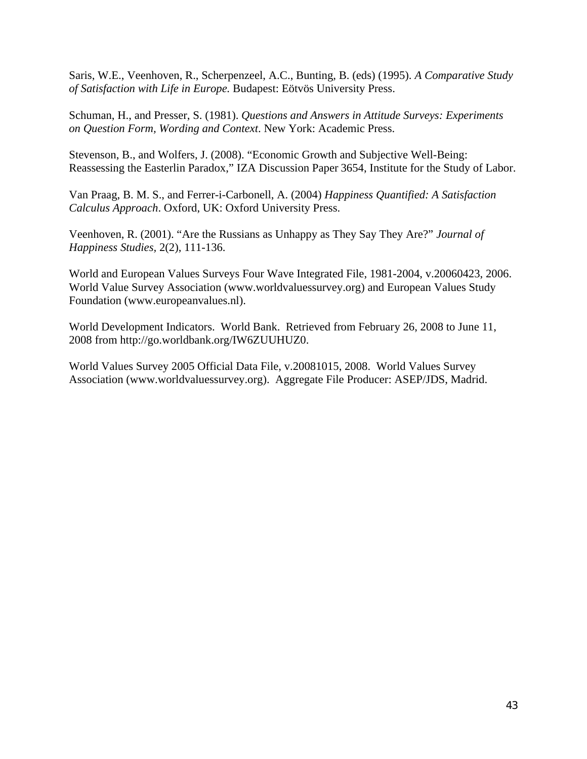Saris, W.E., Veenhoven, R., Scherpenzeel, A.C., Bunting, B. (eds) (1995). *A Comparative Study of Satisfaction with Life in Europe.* Budapest: Eötvös University Press.

Schuman, H., and Presser, S. (1981). *Questions and Answers in Attitude Surveys: Experiments on Question Form, Wording and Context*. New York: Academic Press.

Stevenson, B., and Wolfers, J. (2008). "Economic Growth and Subjective Well-Being: Reassessing the Easterlin Paradox," IZA Discussion Paper 3654, Institute for the Study of Labor.

Van Praag, B. M. S., and Ferrer-i-Carbonell, A. (2004) *Happiness Quantified: A Satisfaction Calculus Approach*. Oxford, UK: Oxford University Press.

Veenhoven, R. (2001). "Are the Russians as Unhappy as They Say They Are?" *Journal of Happiness Studies*, 2(2), 111-136.

World and European Values Surveys Four Wave Integrated File, 1981-2004, v.20060423, 2006. World Value Survey Association (www.worldvaluessurvey.org) and European Values Study Foundation (www.europeanvalues.nl).

World Development Indicators. World Bank. Retrieved from February 26, 2008 to June 11, 2008 from http://go.worldbank.org/IW6ZUUHUZ0.

World Values Survey 2005 Official Data File, v.20081015, 2008. World Values Survey Association (www.worldvaluessurvey.org). Aggregate File Producer: ASEP/JDS, Madrid.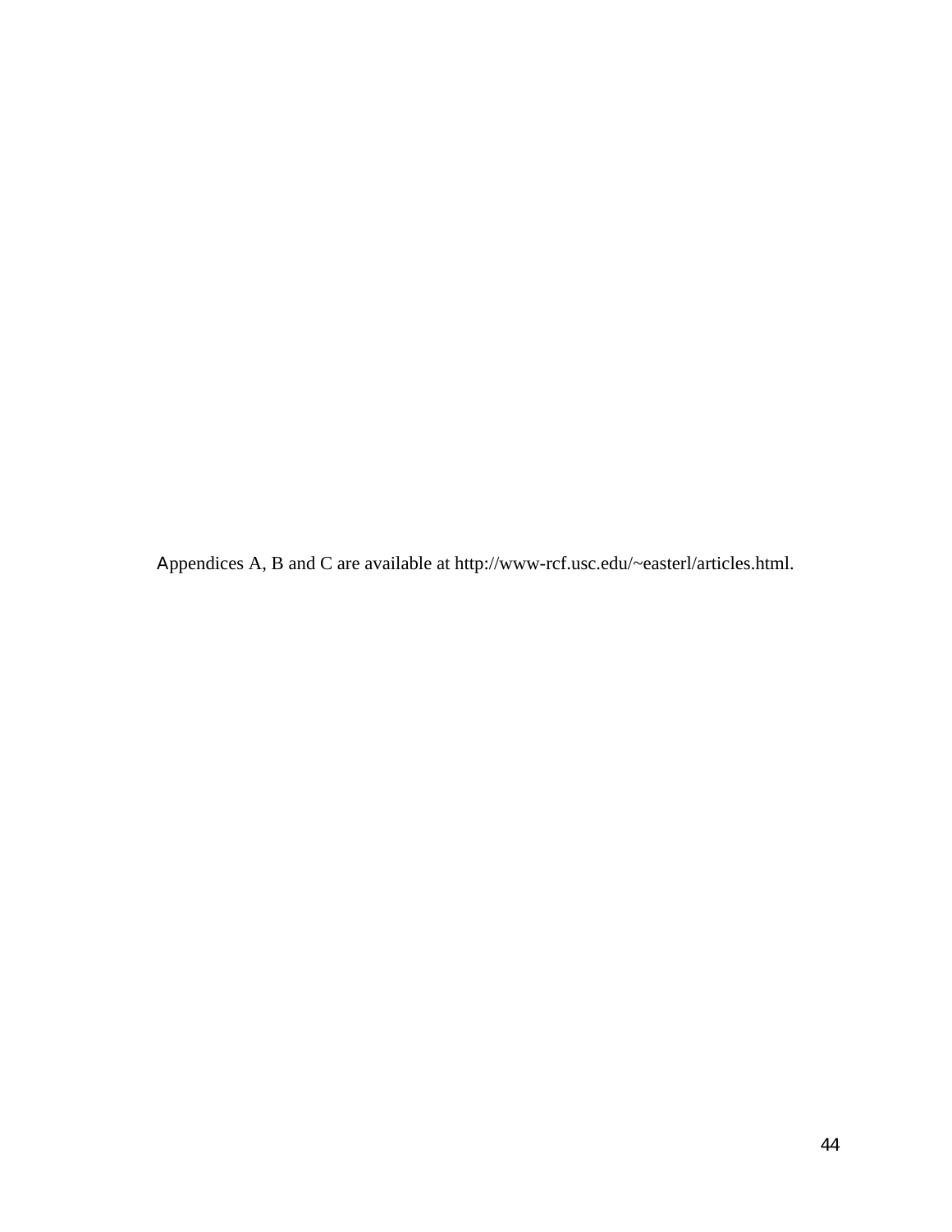Appendices A, B and C are available at http://www-rcf.usc.edu/~easterl/articles.html.